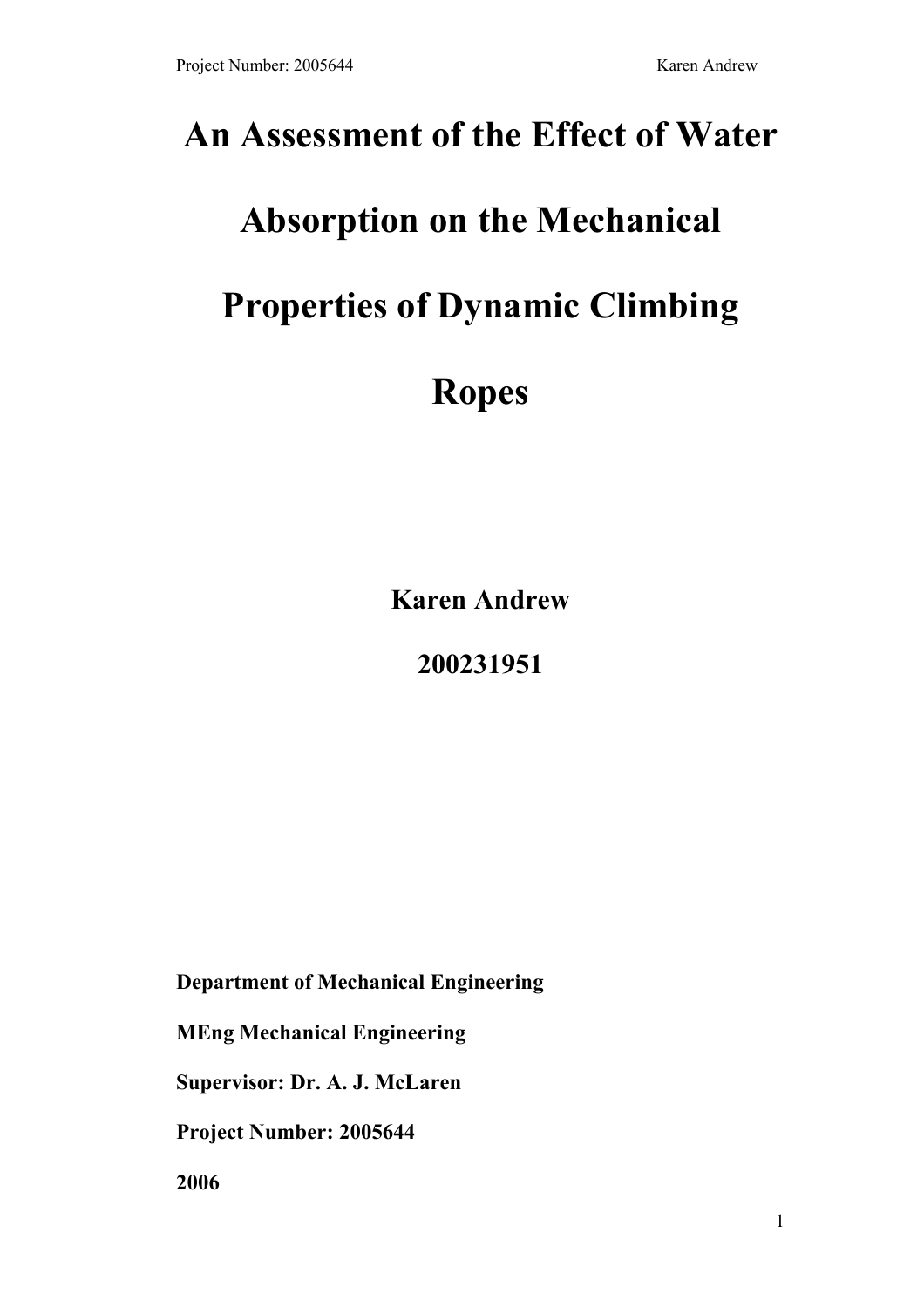# An Assessment of the Effect of Water Absorption on the Mechanical Properties of Dynamic Climbing Ropes

**Karen Andrew**

**200231951**

**Department of Mechanical Engineering**

**MEng Mechanical Engineering**

**Supervisor: Dr. A. J. McLaren**

**Project Number: 2005644**

**2006**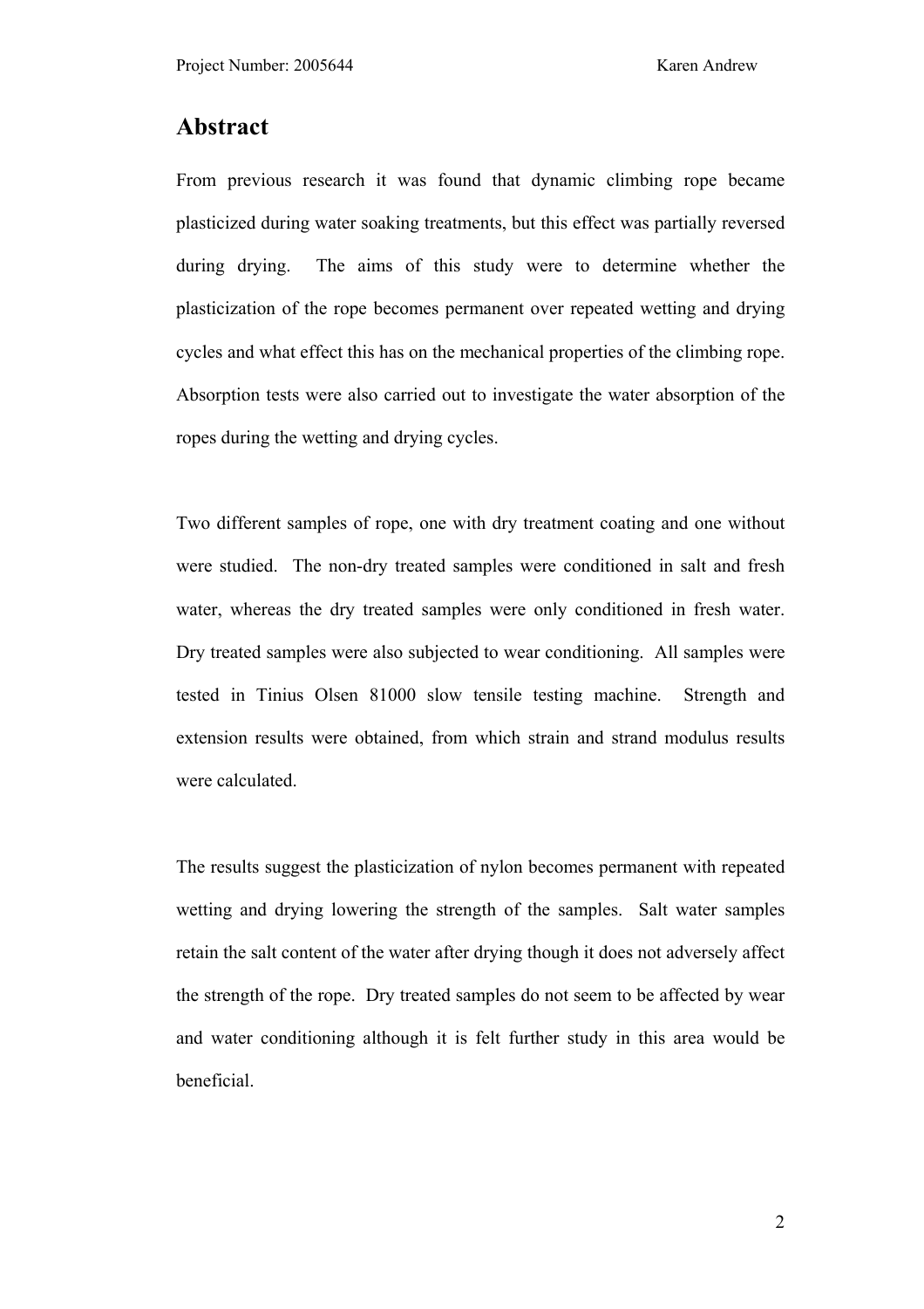# Abstract

From previous research it was found that dynamic climbing rope became plasticized during water soaking treatments, but this effect was partially reversed during drying. The aims of this study were to determine whether the plasticization of the rope becomes permanent over repeated wetting and drying cycles and what effect this has on the mechanical properties of the climbing rope. Absorption tests were also carried out to investigate the water absorption of the ropes during the wetting and drying cycles.

Two different samples of rope, one with dry treatment coating and one without were studied. The non-dry treated samples were conditioned in salt and fresh water, whereas the dry treated samples were only conditioned in fresh water. Dry treated samples were also subjected to wear conditioning. All samples were tested in Tinius Olsen 81000 slow tensile testing machine. Strength and extension results were obtained, from which strain and strand modulus results were calculated.

The results suggest the plasticization of nylon becomes permanent with repeated wetting and drying lowering the strength of the samples. Salt water samples retain the salt content of the water after drying though it does not adversely affect the strength of the rope. Dry treated samples do not seem to be affected by wear and water conditioning although it is felt further study in this area would be beneficial.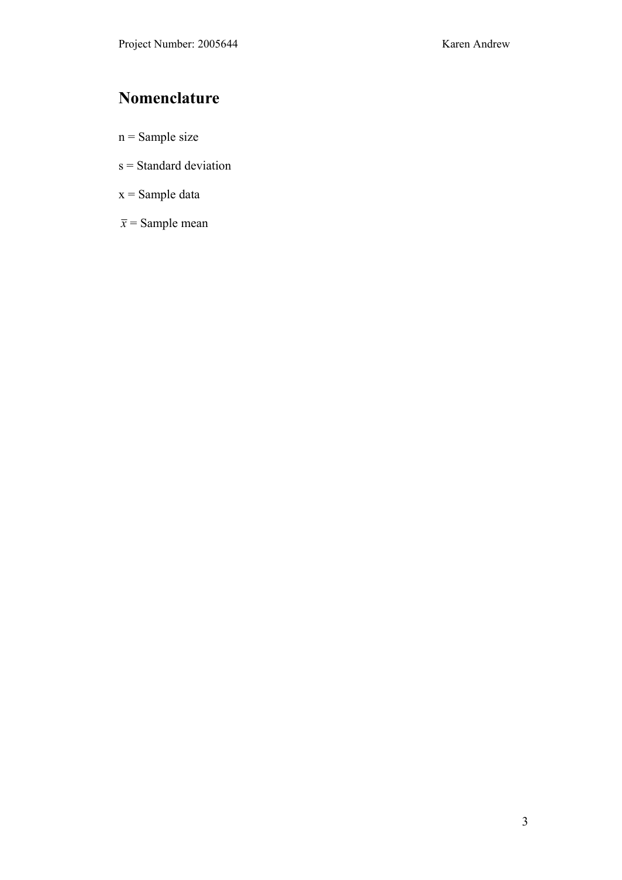# Nomenclature

$n$ = Sample size

$s$ = Standard deviation

$x$ = Sample data

$\bar{x}$ = Sample mean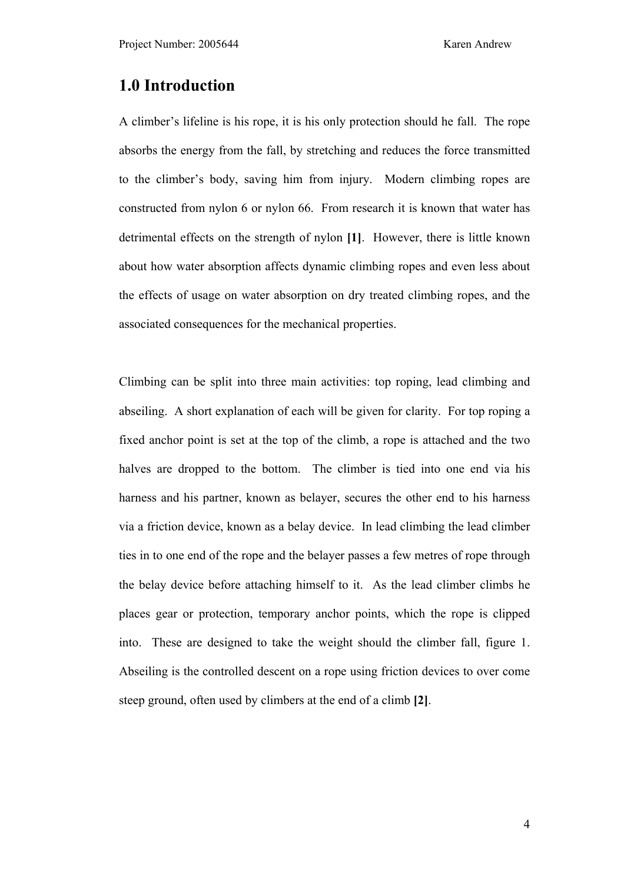# 1.0 Introduction

A climber's lifeline is his rope, it is his only protection should he fall. The rope absorbs the energy from the fall, by stretching and reduces the force transmitted to the climber's body, saving him from injury. Modern climbing ropes are constructed from nylon 6 or nylon 66. From research it is known that water has detrimental effects on the strength of nylon **[1]**. However, there is little known about how water absorption affects dynamic climbing ropes and even less about the effects of usage on water absorption on dry treated climbing ropes, and the associated consequences for the mechanical properties.

Climbing can be split into three main activities: top roping, lead climbing and abseiling. A short explanation of each will be given for clarity. For top roping a fixed anchor point is set at the top of the climb, a rope is attached and the two halves are dropped to the bottom. The climber is tied into one end via his harness and his partner, known as belayer, secures the other end to his harness via a friction device, known as a belay device. In lead climbing the lead climber ties in to one end of the rope and the belayer passes a few metres of rope through the belay device before attaching himself to it. As the lead climber climbs he places gear or protection, temporary anchor points, which the rope is clipped into. These are designed to take the weight should the climber fall, figure 1. Abseiling is the controlled descent on a rope using friction devices to over come steep ground, often used by climbers at the end of a climb **[2]**.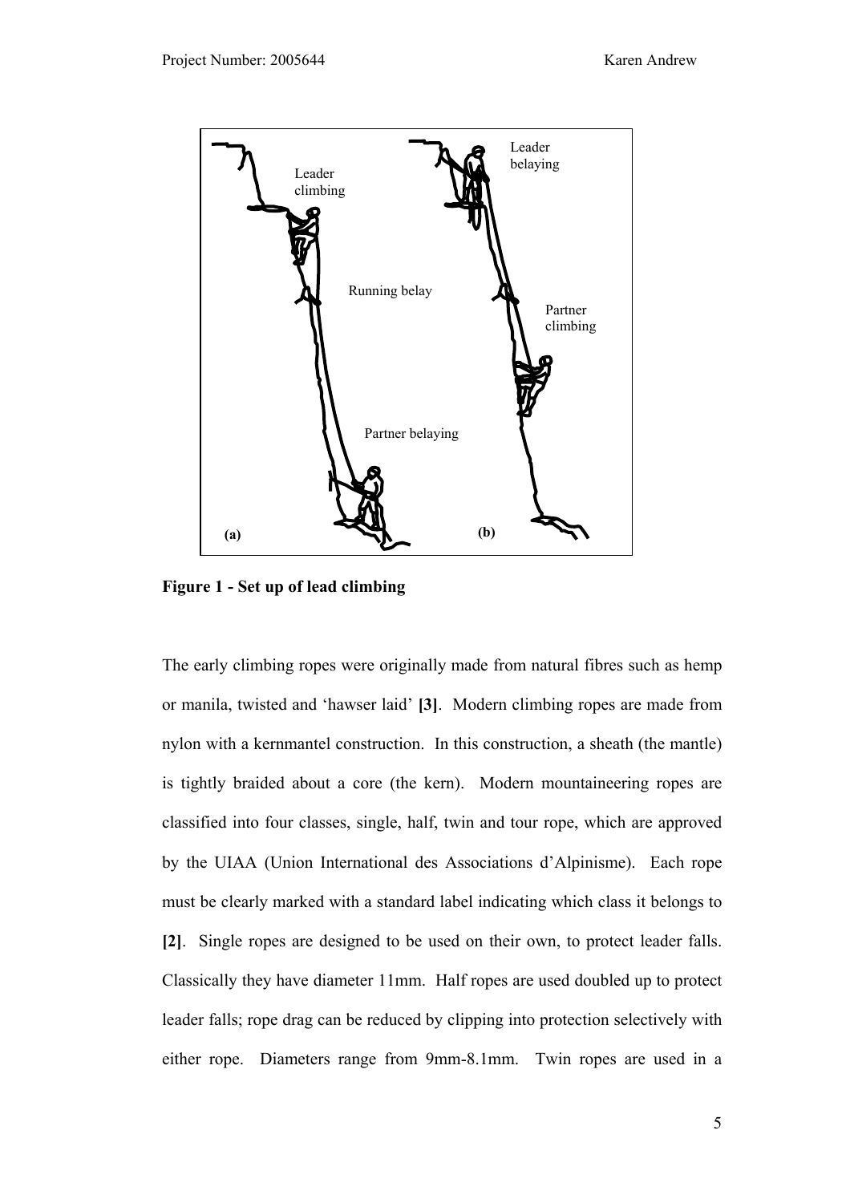**Figure 1 - Set up of lead climbing**

The early climbing ropes were originally made from natural fibres such as hemp or manila, twisted and 'hawser laid' **[3]**. Modern climbing ropes are made from nylon with a kernmantel construction. In this construction, a sheath (the mantle) is tightly braided about a core (the kern). Modern mountaineering ropes are classified into four classes, single, half, twin and tour rope, which are approved by the UIAA (Union International des Associations d'Alpinisme). Each rope must be clearly marked with a standard label indicating which class it belongs to **[2]**. Single ropes are designed to be used on their own, to protect leader falls. Classically they have diameter 11mm. Half ropes are used doubled up to protect leader falls; rope drag can be reduced by clipping into protection selectively with either rope. Diameters range from 9mm-8.1mm. Twin ropes are used in a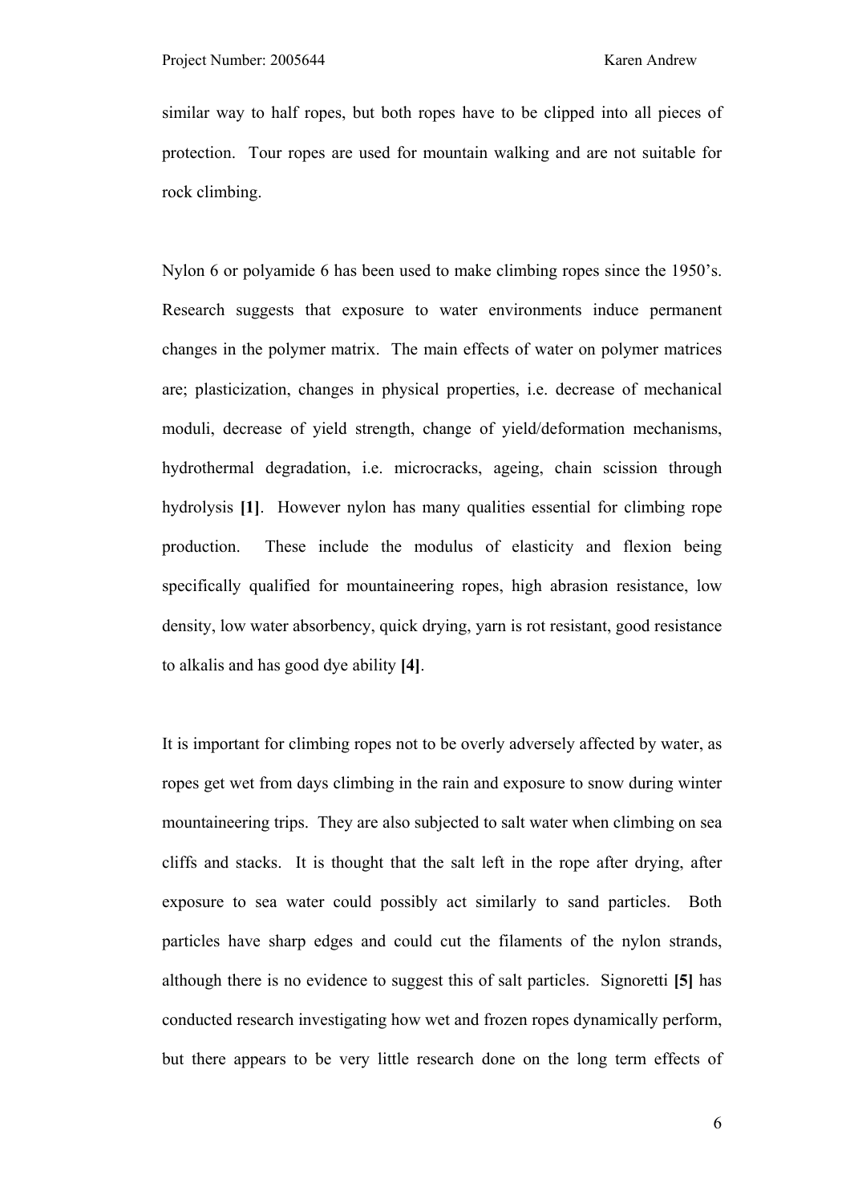similar way to half ropes, but both ropes have to be clipped into all pieces of protection. Tour ropes are used for mountain walking and are not suitable for rock climbing.

Nylon 6 or polyamide 6 has been used to make climbing ropes since the 1950's. Research suggests that exposure to water environments induce permanent changes in the polymer matrix. The main effects of water on polymer matrices are; plasticization, changes in physical properties, i.e. decrease of mechanical moduli, decrease of yield strength, change of yield/deformation mechanisms, hydrothermal degradation, i.e. microcracks, ageing, chain scission through hydrolysis **[1]**. However nylon has many qualities essential for climbing rope production. These include the modulus of elasticity and flexion being specifically qualified for mountaineering ropes, high abrasion resistance, low density, low water absorbency, quick drying, yarn is rot resistant, good resistance to alkalis and has good dye ability **[4]**.

It is important for climbing ropes not to be overly adversely affected by water, as ropes get wet from days climbing in the rain and exposure to snow during winter mountaineering trips. They are also subjected to salt water when climbing on sea cliffs and stacks. It is thought that the salt left in the rope after drying, after exposure to sea water could possibly act similarly to sand particles. Both particles have sharp edges and could cut the filaments of the nylon strands, although there is no evidence to suggest this of salt particles. Signoretti **[5]** has conducted research investigating how wet and frozen ropes dynamically perform, but there appears to be very little research done on the long term effects of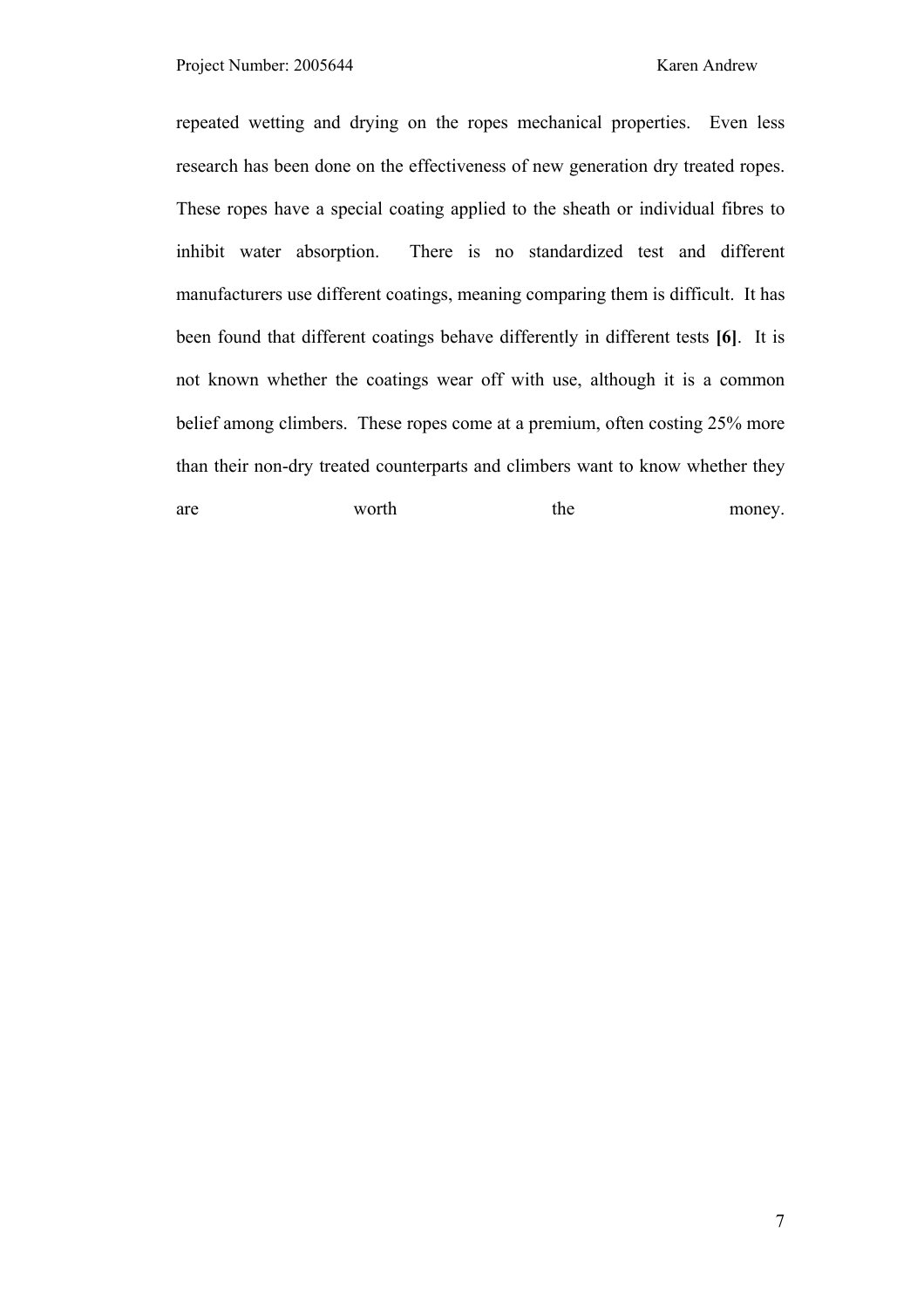repeated wetting and drying on the ropes mechanical properties. Even less research has been done on the effectiveness of new generation dry treated ropes. These ropes have a special coating applied to the sheath or individual fibres to inhibit water absorption. There is no standardized test and different manufacturers use different coatings, meaning comparing them is difficult. It has been found that different coatings behave differently in different tests **[6]**. It is not known whether the coatings wear off with use, although it is a common belief among climbers. These ropes come at a premium, often costing 25% more than their non-dry treated counterparts and climbers want to know whether they are worth the money.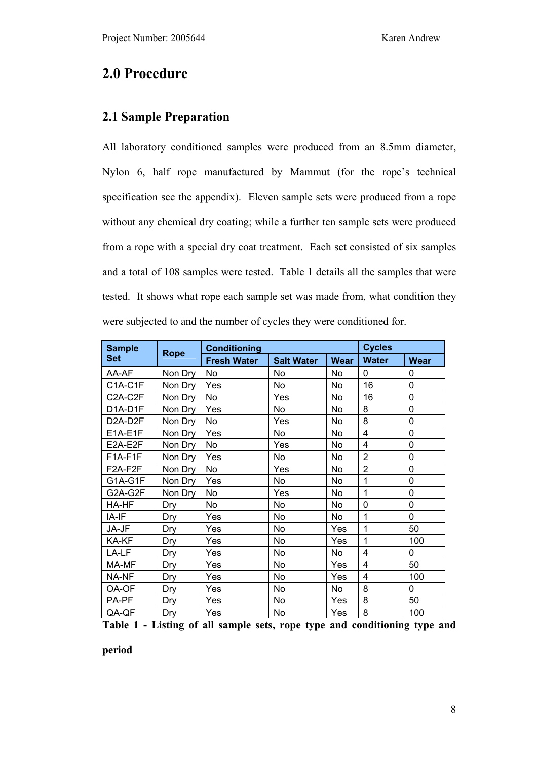# 2.0 Procedure

## 2.1 Sample Preparation

All laboratory conditioned samples were produced from an 8.5mm diameter, Nylon 6, half rope manufactured by Mammut (for the rope's technical specification see the appendix). Eleven sample sets were produced from a rope without any chemical dry coating; while a further ten sample sets were produced from a rope with a special dry coat treatment. Each set consisted of six samples and a total of 108 samples were tested. Table 1 details all the samples that were tested. It shows what rope each sample set was made from, what condition they were subjected to and the number of cycles they were conditioned for.

| Sample Set | Rope | Conditioning | | | Cycles | |
|---|---|---|---|---|---|---|
| | | Fresh Water | Salt Water | Wear | Water | Wear |
| AA-AF | Non Dry | No | No | No | 0 | 0 |
| C1A-C1F | Non Dry | Yes | No | No | 16 | 0 |
| C2A-C2F | Non Dry | No | Yes | No | 16 | 0 |
| D1A-D1F | Non Dry | Yes | No | No | 8 | 0 |
| D2A-D2F | Non Dry | No | Yes | No | 8 | 0 |
| E1A-E1F | Non Dry | Yes | No | No | 4 | 0 |
| E2A-E2F | Non Dry | No | Yes | No | 4 | 0 |
| F1A-F1F | Non Dry | Yes | No | No | 2 | 0 |
| F2A-F2F | Non Dry | No | Yes | No | 2 | 0 |
| G1A-G1F | Non Dry | Yes | No | No | 1 | 0 |
| G2A-G2F | Non Dry | No | Yes | No | 1 | 0 |
| HA-HF | Dry | No | No | No | 0 | 0 |
| IA-IF | Dry | Yes | No | No | 1 | 0 |
| JA-JF | Dry | Yes | No | Yes | 1 | 50 |
| KA-KF | Dry | Yes | No | Yes | 1 | 100 |
| LA-LF | Dry | Yes | No | No | 4 | 0 |
| MA-MF | Dry | Yes | No | Yes | 4 | 50 |
| NA-NF | Dry | Yes | No | Yes | 4 | 100 |
| OA-OF | Dry | Yes | No | No | 8 | 0 |
| PA-PF | Dry | Yes | No | Yes | 8 | 50 |
| QA-QF | Dry | Yes | No | Yes | 8 | 100 |

**Table 1 - Listing of all sample sets, rope type and conditioning type and period**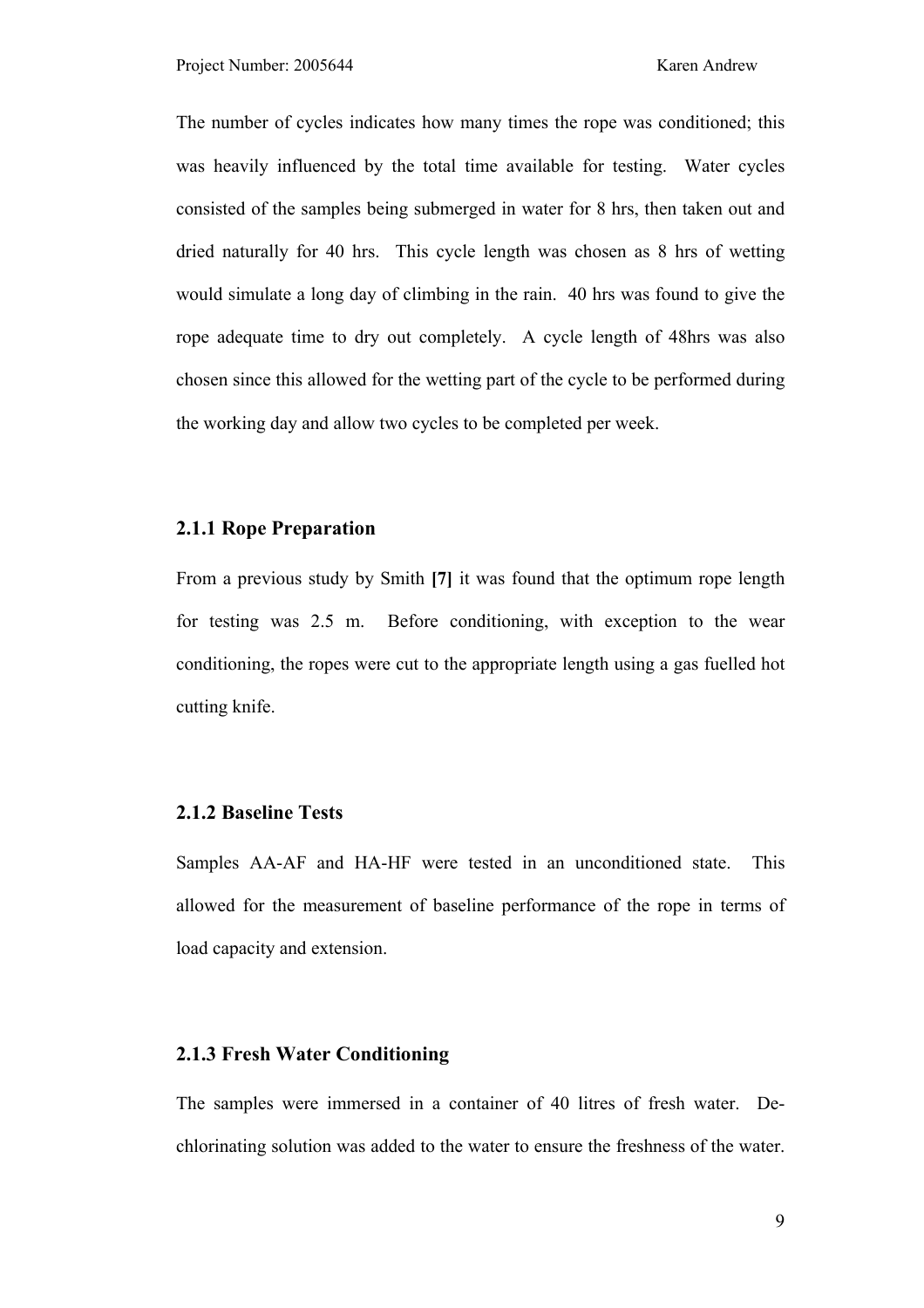The number of cycles indicates how many times the rope was conditioned; this was heavily influenced by the total time available for testing. Water cycles consisted of the samples being submerged in water for 8 hrs, then taken out and dried naturally for 40 hrs. This cycle length was chosen as 8 hrs of wetting would simulate a long day of climbing in the rain. 40 hrs was found to give the rope adequate time to dry out completely. A cycle length of 48hrs was also chosen since this allowed for the wetting part of the cycle to be performed during the working day and allow two cycles to be completed per week.

### 2.1.1 Rope Preparation

From a previous study by Smith **[7]** it was found that the optimum rope length for testing was 2.5 m. Before conditioning, with exception to the wear conditioning, the ropes were cut to the appropriate length using a gas fuelled hot cutting knife.

### 2.1.2 Baseline Tests

Samples AA-AF and HA-HF were tested in an unconditioned state. This allowed for the measurement of baseline performance of the rope in terms of load capacity and extension.

### 2.1.3 Fresh Water Conditioning

The samples were immersed in a container of 40 litres of fresh water. De-chlorinating solution was added to the water to ensure the freshness of the water.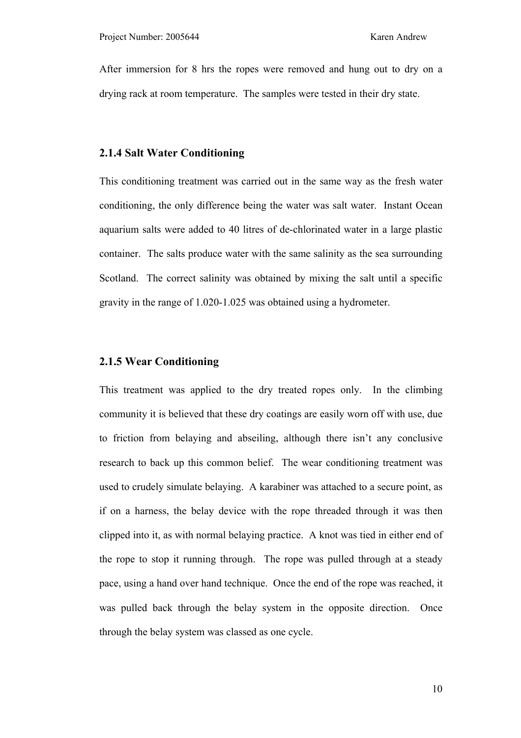After immersion for 8 hrs the ropes were removed and hung out to dry on a drying rack at room temperature. The samples were tested in their dry state.

### 2.1.4 Salt Water Conditioning

This conditioning treatment was carried out in the same way as the fresh water conditioning, the only difference being the water was salt water. Instant Ocean aquarium salts were added to 40 litres of de-chlorinated water in a large plastic container. The salts produce water with the same salinity as the sea surrounding Scotland. The correct salinity was obtained by mixing the salt until a specific gravity in the range of 1.020-1.025 was obtained using a hydrometer.

### 2.1.5 Wear Conditioning

This treatment was applied to the dry treated ropes only. In the climbing community it is believed that these dry coatings are easily worn off with use, due to friction from belaying and abseiling, although there isn't any conclusive research to back up this common belief. The wear conditioning treatment was used to crudely simulate belaying. A karabiner was attached to a secure point, as if on a harness, the belay device with the rope threaded through it was then clipped into it, as with normal belaying practice. A knot was tied in either end of the rope to stop it running through. The rope was pulled through at a steady pace, using a hand over hand technique. Once the end of the rope was reached, it was pulled back through the belay system in the opposite direction. Once through the belay system was classed as one cycle.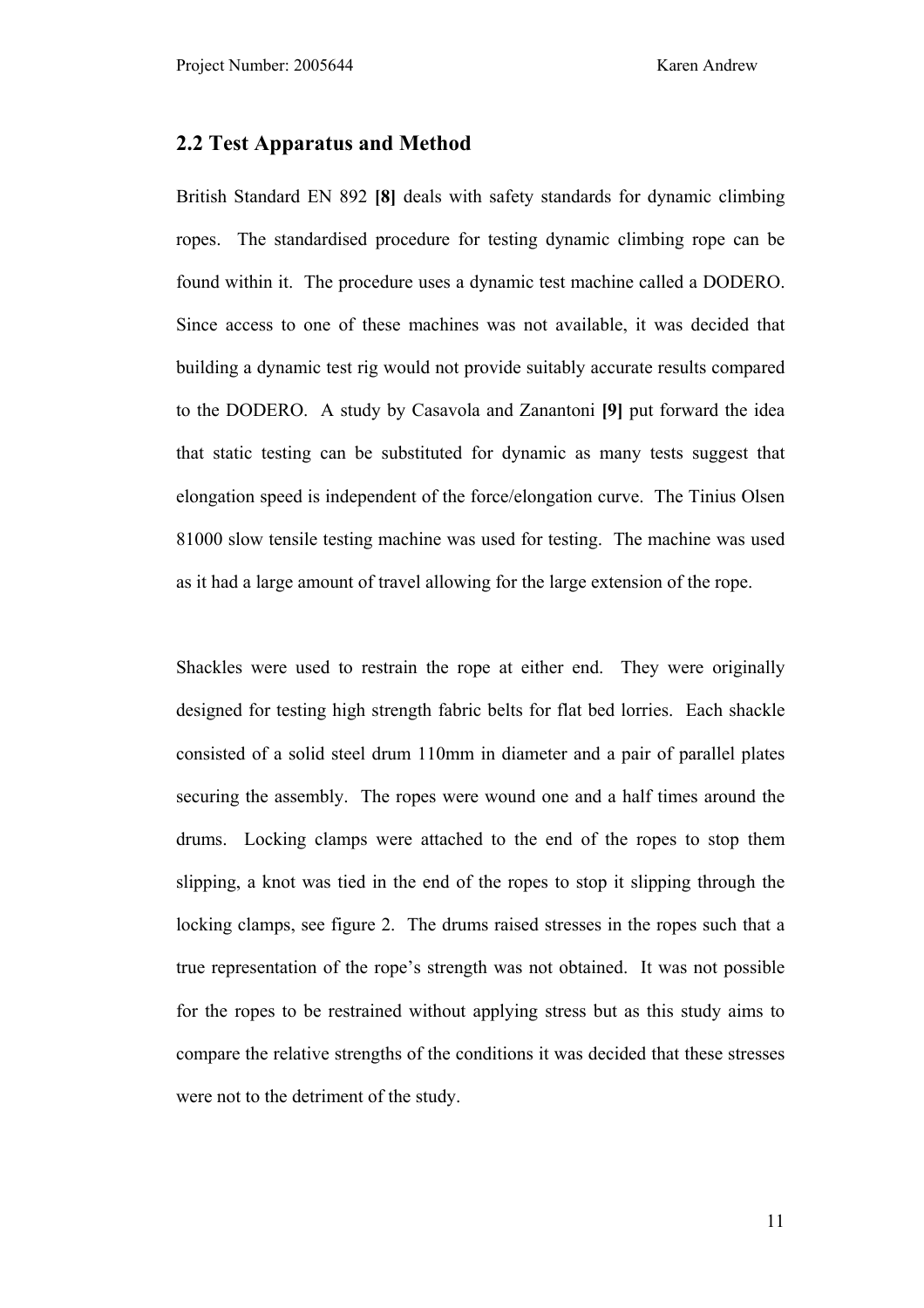## 2.2 Test Apparatus and Method

British Standard EN 892 **[8]** deals with safety standards for dynamic climbing ropes. The standardised procedure for testing dynamic climbing rope can be found within it. The procedure uses a dynamic test machine called a DODERO. Since access to one of these machines was not available, it was decided that building a dynamic test rig would not provide suitably accurate results compared to the DODERO. A study by Casavola and Zanantoni **[9]** put forward the idea that static testing can be substituted for dynamic as many tests suggest that elongation speed is independent of the force/elongation curve. The Tinius Olsen 81000 slow tensile testing machine was used for testing. The machine was used as it had a large amount of travel allowing for the large extension of the rope.

Shackles were used to restrain the rope at either end. They were originally designed for testing high strength fabric belts for flat bed lorries. Each shackle consisted of a solid steel drum 110mm in diameter and a pair of parallel plates securing the assembly. The ropes were wound one and a half times around the drums. Locking clamps were attached to the end of the ropes to stop them slipping, a knot was tied in the end of the ropes to stop it slipping through the locking clamps, see figure 2. The drums raised stresses in the ropes such that a true representation of the rope's strength was not obtained. It was not possible for the ropes to be restrained without applying stress but as this study aims to compare the relative strengths of the conditions it was decided that these stresses were not to the detriment of the study.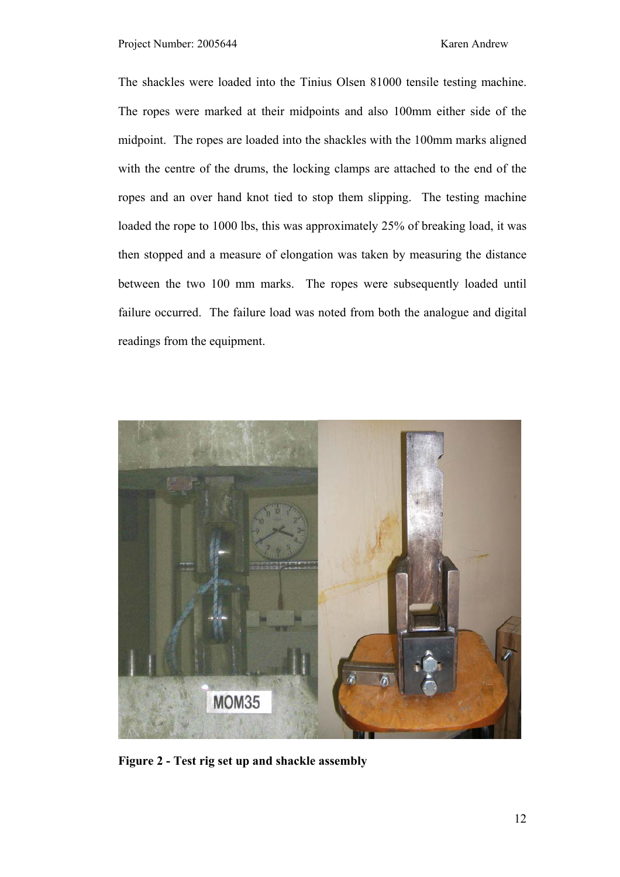The shackles were loaded into the Tinius Olsen 81000 tensile testing machine. The ropes were marked at their midpoints and also 100mm either side of the midpoint. The ropes are loaded into the shackles with the 100mm marks aligned with the centre of the drums, the locking clamps are attached to the end of the ropes and an over hand knot tied to stop them slipping. The testing machine loaded the rope to 1000 lbs, this was approximately 25% of breaking load, it was then stopped and a measure of elongation was taken by measuring the distance between the two 100 mm marks. The ropes were subsequently loaded until failure occurred. The failure load was noted from both the analogue and digital readings from the equipment.

**Figure 2 - Test rig set up and shackle assembly**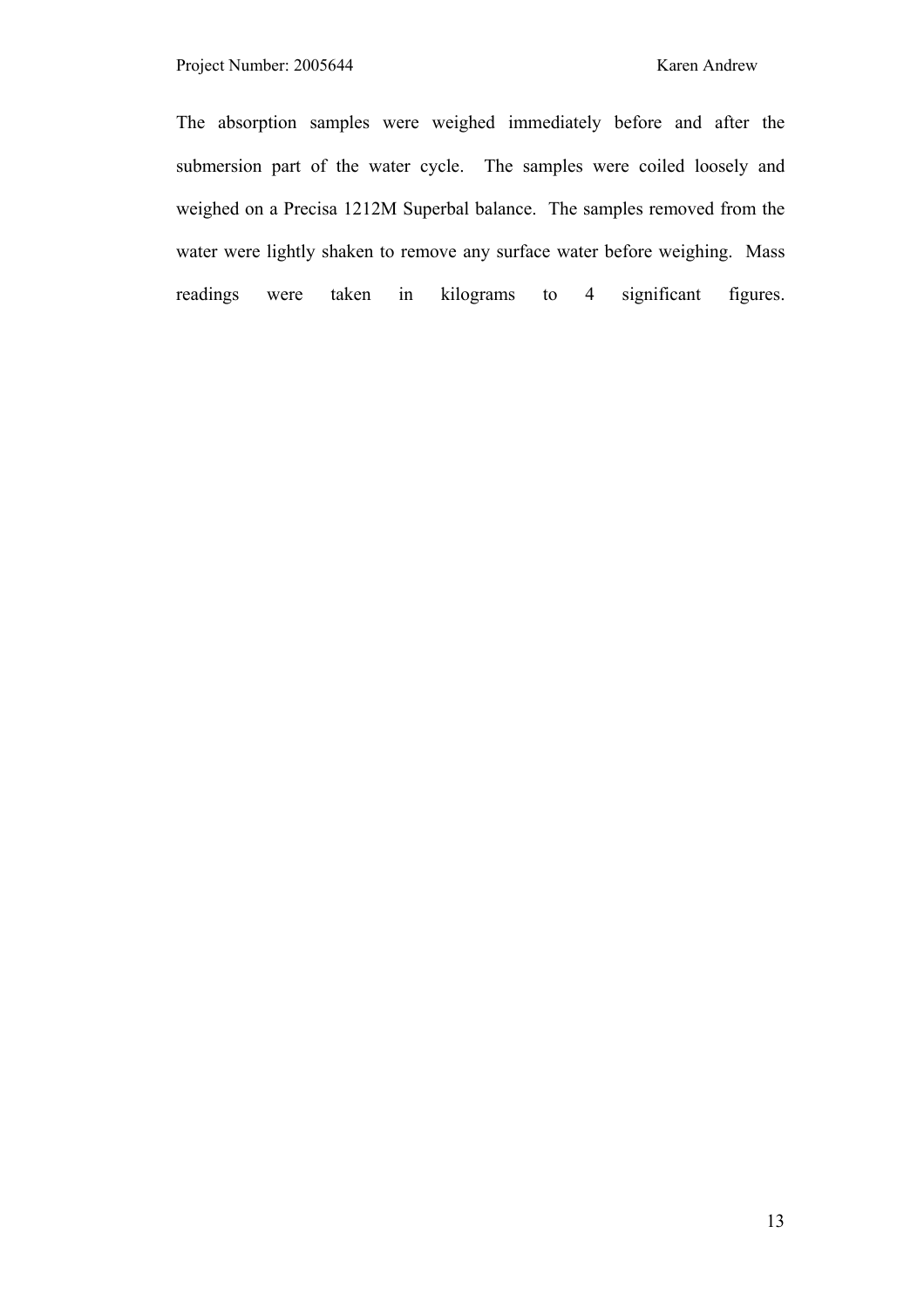The absorption samples were weighed immediately before and after the submersion part of the water cycle.  The samples were coiled loosely and weighed on a Precisa 1212M Superbal balance.  The samples removed from the water were lightly shaken to remove any surface water before weighing.  Mass readings were taken in kilograms to 4 significant figures.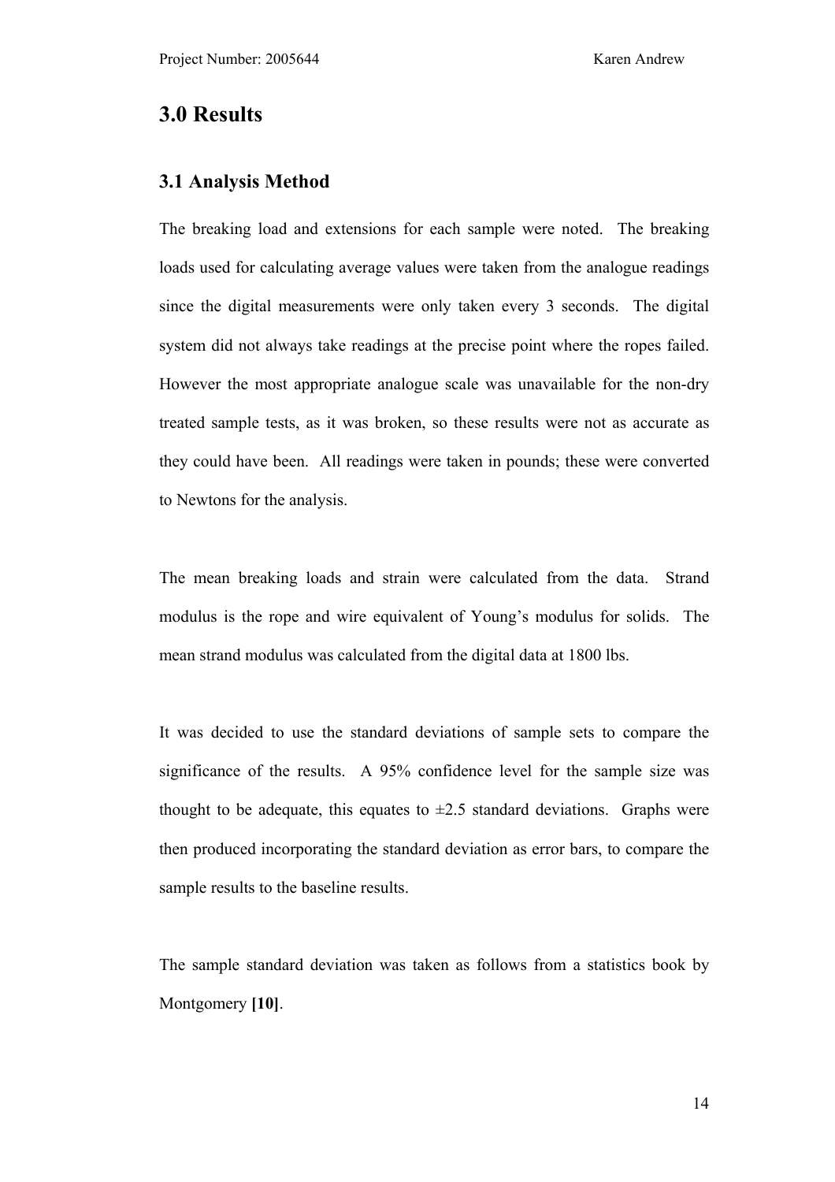# 3.0 Results

## 3.1 Analysis Method

The breaking load and extensions for each sample were noted. The breaking loads used for calculating average values were taken from the analogue readings since the digital measurements were only taken every 3 seconds. The digital system did not always take readings at the precise point where the ropes failed. However the most appropriate analogue scale was unavailable for the non-dry treated sample tests, as it was broken, so these results were not as accurate as they could have been. All readings were taken in pounds; these were converted to Newtons for the analysis.

The mean breaking loads and strain were calculated from the data. Strand modulus is the rope and wire equivalent of Young's modulus for solids. The mean strand modulus was calculated from the digital data at 1800 lbs.

It was decided to use the standard deviations of sample sets to compare the significance of the results. A 95% confidence level for the sample size was thought to be adequate, this equates to ±2.5 standard deviations. Graphs were then produced incorporating the standard deviation as error bars, to compare the sample results to the baseline results.

The sample standard deviation was taken as follows from a statistics book by Montgomery **[10]**.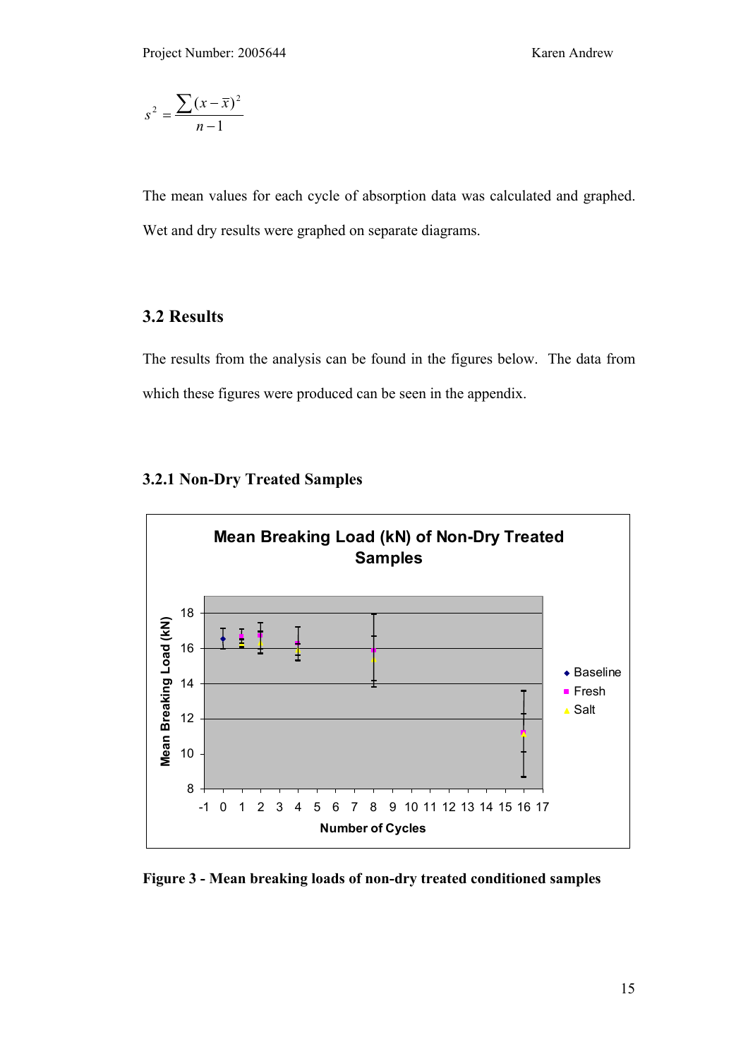$$s^2 = \frac{\sum (x - \bar{x})^2}{n - 1}$$

The mean values for each cycle of absorption data was calculated and graphed. Wet and dry results were graphed on separate diagrams.

## 3.2 Results

The results from the analysis can be found in the figures below. The data from which these figures were produced can be seen in the appendix.

### 3.2.1 Non-Dry Treated Samples

**Figure 3 - Mean breaking loads of non-dry treated conditioned samples**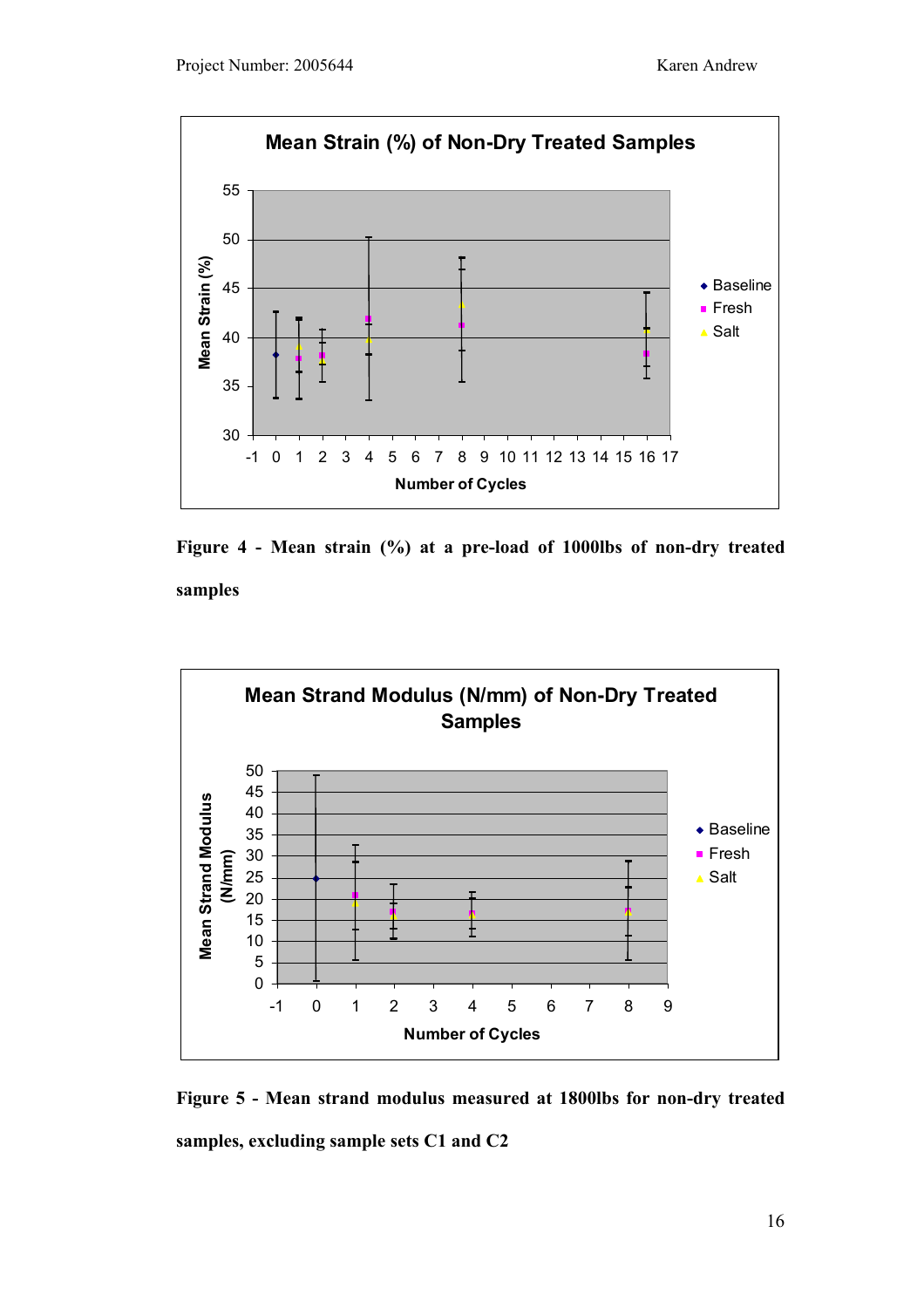Figure 4 - Mean strain (%) at a pre-load of 1000lbs of non-dry treated samples

Figure 5 - Mean strand modulus measured at 1800lbs for non-dry treated samples, excluding sample sets C1 and C2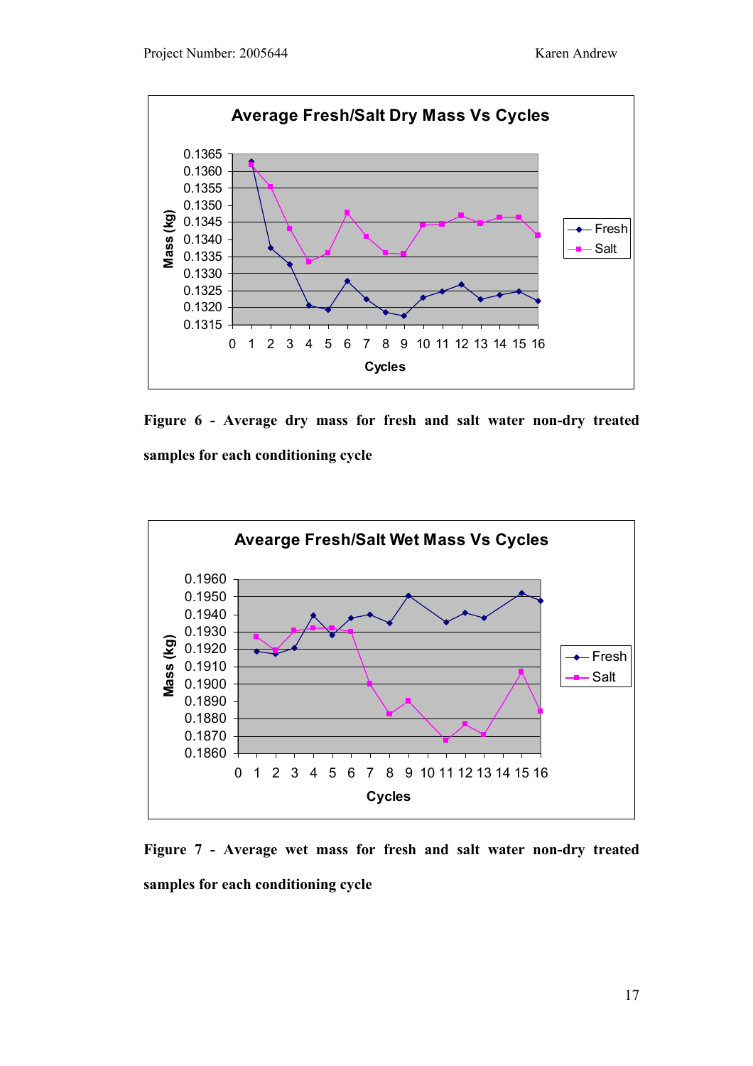Figure 6 - Average dry mass for fresh and salt water non-dry treated samples for each conditioning cycle

Figure 7 - Average wet mass for fresh and salt water non-dry treated samples for each conditioning cycle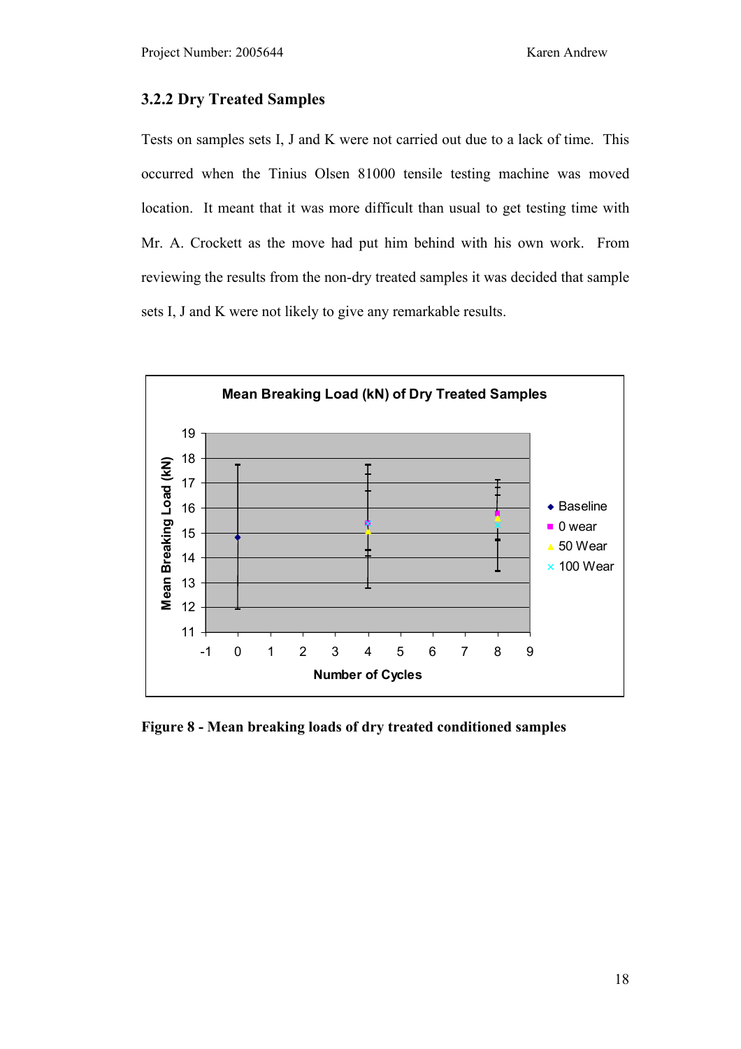### 3.2.2 Dry Treated Samples

Tests on samples sets I, J and K were not carried out due to a lack of time. This occurred when the Tinius Olsen 81000 tensile testing machine was moved location. It meant that it was more difficult than usual to get testing time with Mr. A. Crockett as the move had put him behind with his own work. From reviewing the results from the non-dry treated samples it was decided that sample sets I, J and K were not likely to give any remarkable results.

**Figure 8 - Mean breaking loads of dry treated conditioned samples**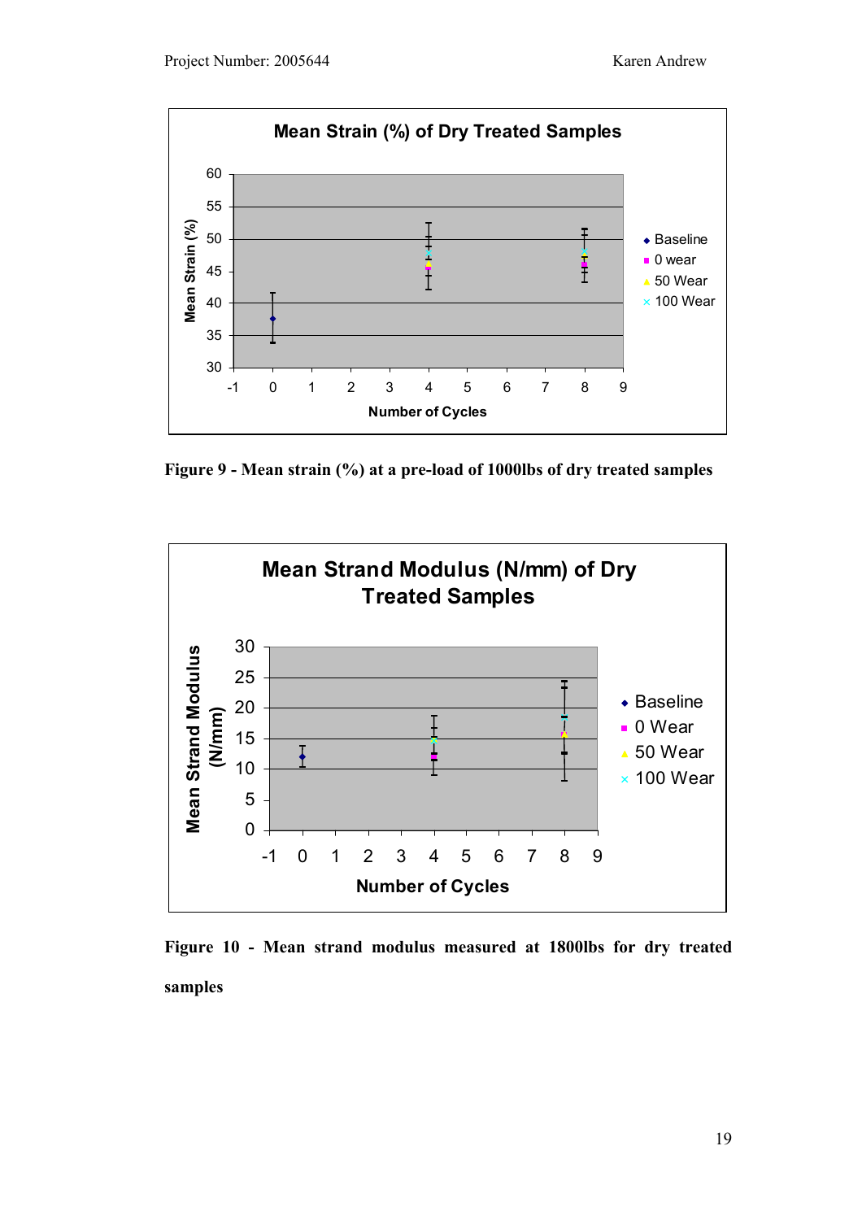**Figure 9 - Mean strain (%) at a pre-load of 1000lbs of dry treated samples**

**Figure 10 - Mean strand modulus measured at 1800lbs for dry treated samples**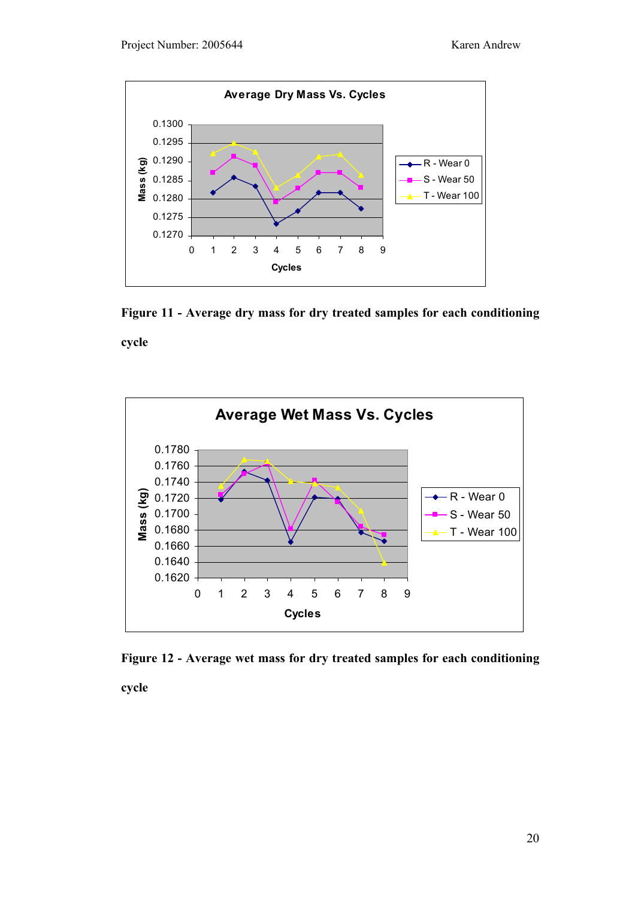Figure 11 - Average dry mass for dry treated samples for each conditioning cycle

Figure 12 - Average wet mass for dry treated samples for each conditioning cycle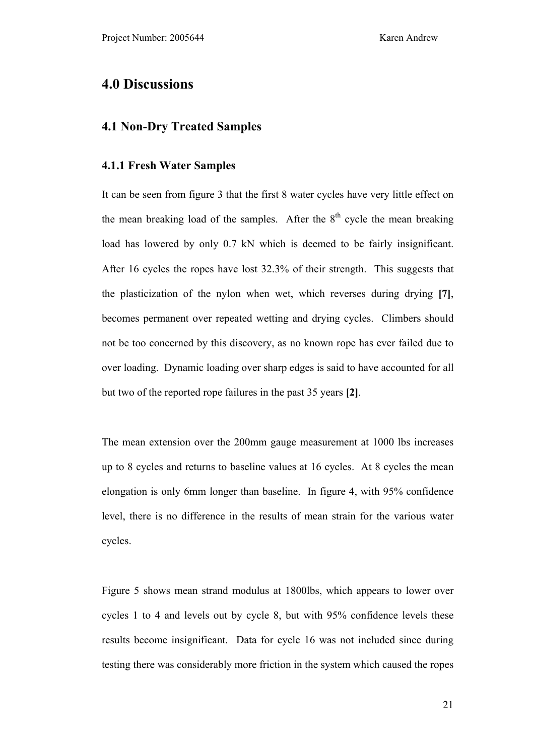# 4.0 Discussions

## 4.1 Non-Dry Treated Samples

### 4.1.1 Fresh Water Samples

It can be seen from figure 3 that the first 8 water cycles have very little effect on the mean breaking load of the samples. After the 8$^{th}$ cycle the mean breaking load has lowered by only 0.7 kN which is deemed to be fairly insignificant. After 16 cycles the ropes have lost 32.3% of their strength. This suggests that the plasticization of the nylon when wet, which reverses during drying **[7]**, becomes permanent over repeated wetting and drying cycles. Climbers should not be too concerned by this discovery, as no known rope has ever failed due to over loading. Dynamic loading over sharp edges is said to have accounted for all but two of the reported rope failures in the past 35 years **[2]**.

The mean extension over the 200mm gauge measurement at 1000 lbs increases up to 8 cycles and returns to baseline values at 16 cycles. At 8 cycles the mean elongation is only 6mm longer than baseline. In figure 4, with 95% confidence level, there is no difference in the results of mean strain for the various water cycles.

Figure 5 shows mean strand modulus at 1800lbs, which appears to lower over cycles 1 to 4 and levels out by cycle 8, but with 95% confidence levels these results become insignificant. Data for cycle 16 was not included since during testing there was considerably more friction in the system which caused the ropes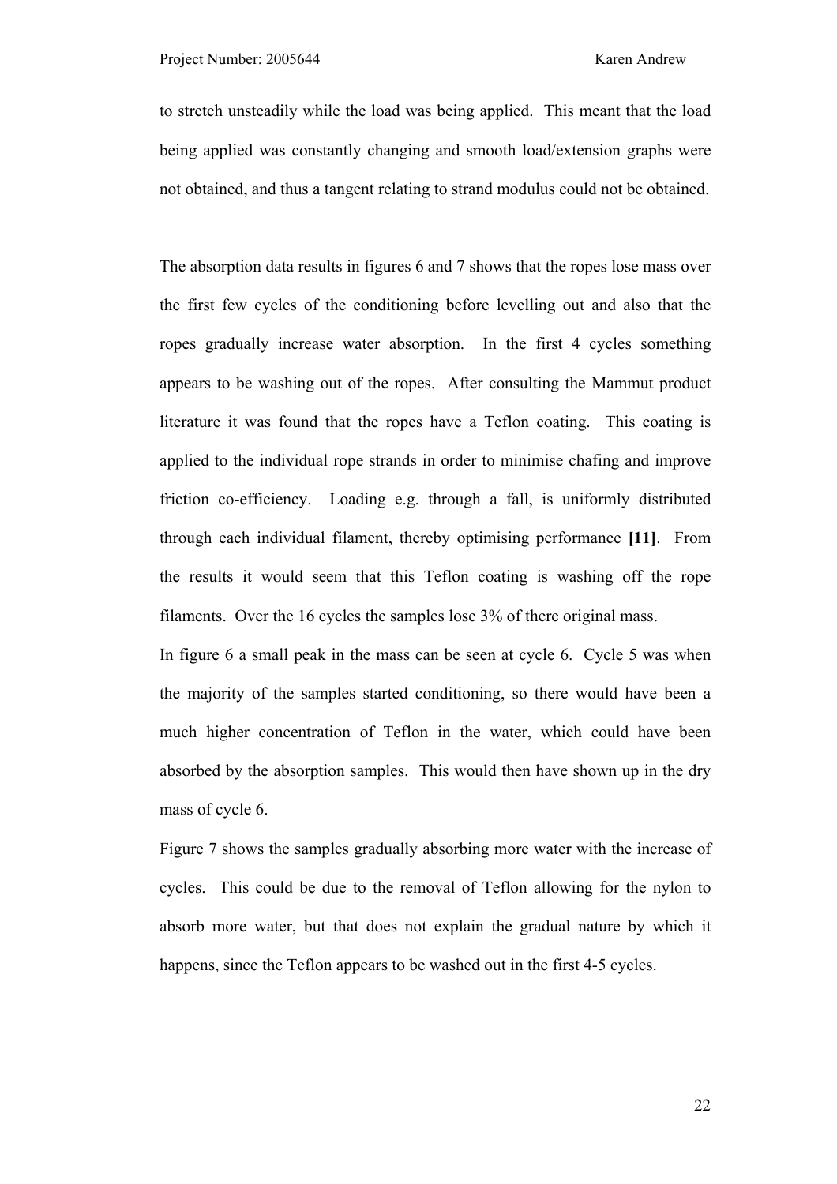to stretch unsteadily while the load was being applied. This meant that the load being applied was constantly changing and smooth load/extension graphs were not obtained, and thus a tangent relating to strand modulus could not be obtained.

The absorption data results in figures 6 and 7 shows that the ropes lose mass over the first few cycles of the conditioning before levelling out and also that the ropes gradually increase water absorption. In the first 4 cycles something appears to be washing out of the ropes. After consulting the Mammut product literature it was found that the ropes have a Teflon coating. This coating is applied to the individual rope strands in order to minimise chafing and improve friction co-efficiency. Loading e.g. through a fall, is uniformly distributed through each individual filament, thereby optimising performance **[11]**. From the results it would seem that this Teflon coating is washing off the rope filaments. Over the 16 cycles the samples lose 3% of there original mass.

In figure 6 a small peak in the mass can be seen at cycle 6. Cycle 5 was when the majority of the samples started conditioning, so there would have been a much higher concentration of Teflon in the water, which could have been absorbed by the absorption samples. This would then have shown up in the dry mass of cycle 6.

Figure 7 shows the samples gradually absorbing more water with the increase of cycles. This could be due to the removal of Teflon allowing for the nylon to absorb more water, but that does not explain the gradual nature by which it happens, since the Teflon appears to be washed out in the first 4-5 cycles.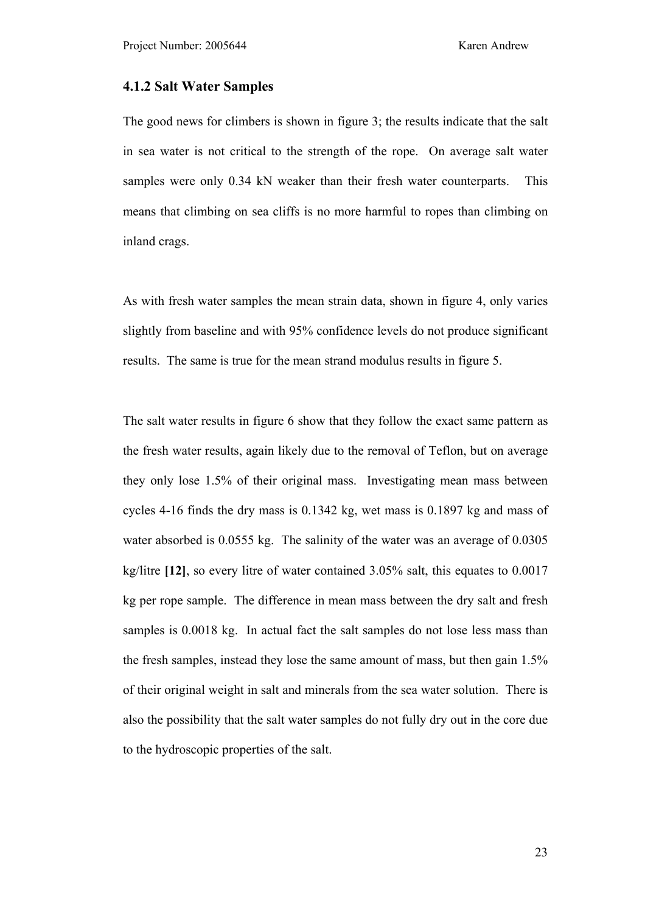### 4.1.2 Salt Water Samples

The good news for climbers is shown in figure 3; the results indicate that the salt in sea water is not critical to the strength of the rope. On average salt water samples were only 0.34 kN weaker than their fresh water counterparts. This means that climbing on sea cliffs is no more harmful to ropes than climbing on inland crags.

As with fresh water samples the mean strain data, shown in figure 4, only varies slightly from baseline and with 95% confidence levels do not produce significant results. The same is true for the mean strand modulus results in figure 5.

The salt water results in figure 6 show that they follow the exact same pattern as the fresh water results, again likely due to the removal of Teflon, but on average they only lose 1.5% of their original mass. Investigating mean mass between cycles 4-16 finds the dry mass is 0.1342 kg, wet mass is 0.1897 kg and mass of water absorbed is 0.0555 kg. The salinity of the water was an average of 0.0305 kg/litre **[12]**, so every litre of water contained 3.05% salt, this equates to 0.0017 kg per rope sample. The difference in mean mass between the dry salt and fresh samples is 0.0018 kg. In actual fact the salt samples do not lose less mass than the fresh samples, instead they lose the same amount of mass, but then gain 1.5% of their original weight in salt and minerals from the sea water solution. There is also the possibility that the salt water samples do not fully dry out in the core due to the hydroscopic properties of the salt.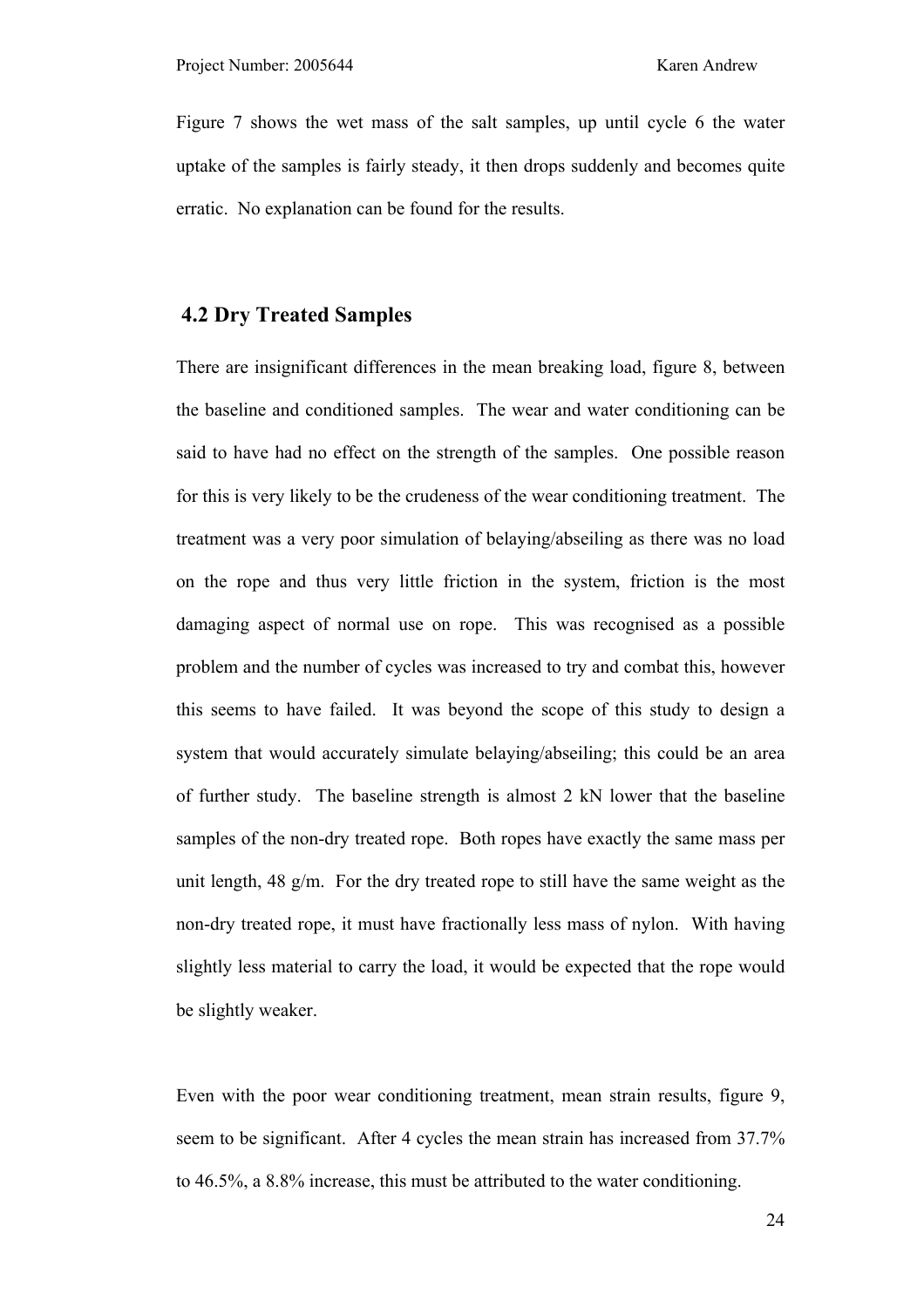Figure 7 shows the wet mass of the salt samples, up until cycle 6 the water uptake of the samples is fairly steady, it then drops suddenly and becomes quite erratic. No explanation can be found for the results.

## 4.2 Dry Treated Samples

There are insignificant differences in the mean breaking load, figure 8, between the baseline and conditioned samples. The wear and water conditioning can be said to have had no effect on the strength of the samples. One possible reason for this is very likely to be the crudeness of the wear conditioning treatment. The treatment was a very poor simulation of belaying/abseiling as there was no load on the rope and thus very little friction in the system, friction is the most damaging aspect of normal use on rope. This was recognised as a possible problem and the number of cycles was increased to try and combat this, however this seems to have failed. It was beyond the scope of this study to design a system that would accurately simulate belaying/abseiling; this could be an area of further study. The baseline strength is almost 2 kN lower that the baseline samples of the non-dry treated rope. Both ropes have exactly the same mass per unit length, 48 g/m. For the dry treated rope to still have the same weight as the non-dry treated rope, it must have fractionally less mass of nylon. With having slightly less material to carry the load, it would be expected that the rope would be slightly weaker.

Even with the poor wear conditioning treatment, mean strain results, figure 9, seem to be significant. After 4 cycles the mean strain has increased from 37.7% to 46.5%, a 8.8% increase, this must be attributed to the water conditioning.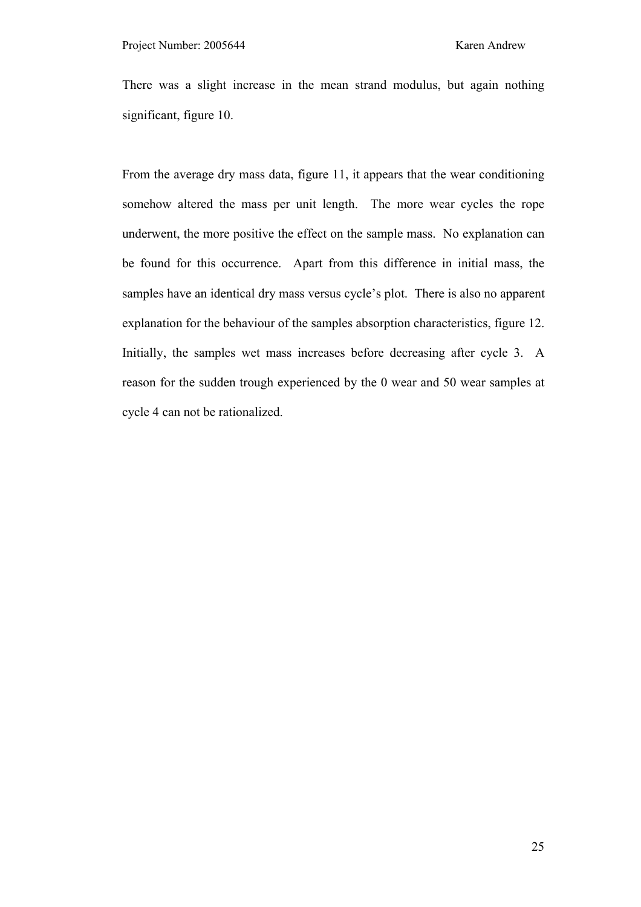There was a slight increase in the mean strand modulus, but again nothing significant, figure 10.

From the average dry mass data, figure 11, it appears that the wear conditioning somehow altered the mass per unit length. The more wear cycles the rope underwent, the more positive the effect on the sample mass. No explanation can be found for this occurrence. Apart from this difference in initial mass, the samples have an identical dry mass versus cycle's plot. There is also no apparent explanation for the behaviour of the samples absorption characteristics, figure 12. Initially, the samples wet mass increases before decreasing after cycle 3. A reason for the sudden trough experienced by the 0 wear and 50 wear samples at cycle 4 can not be rationalized.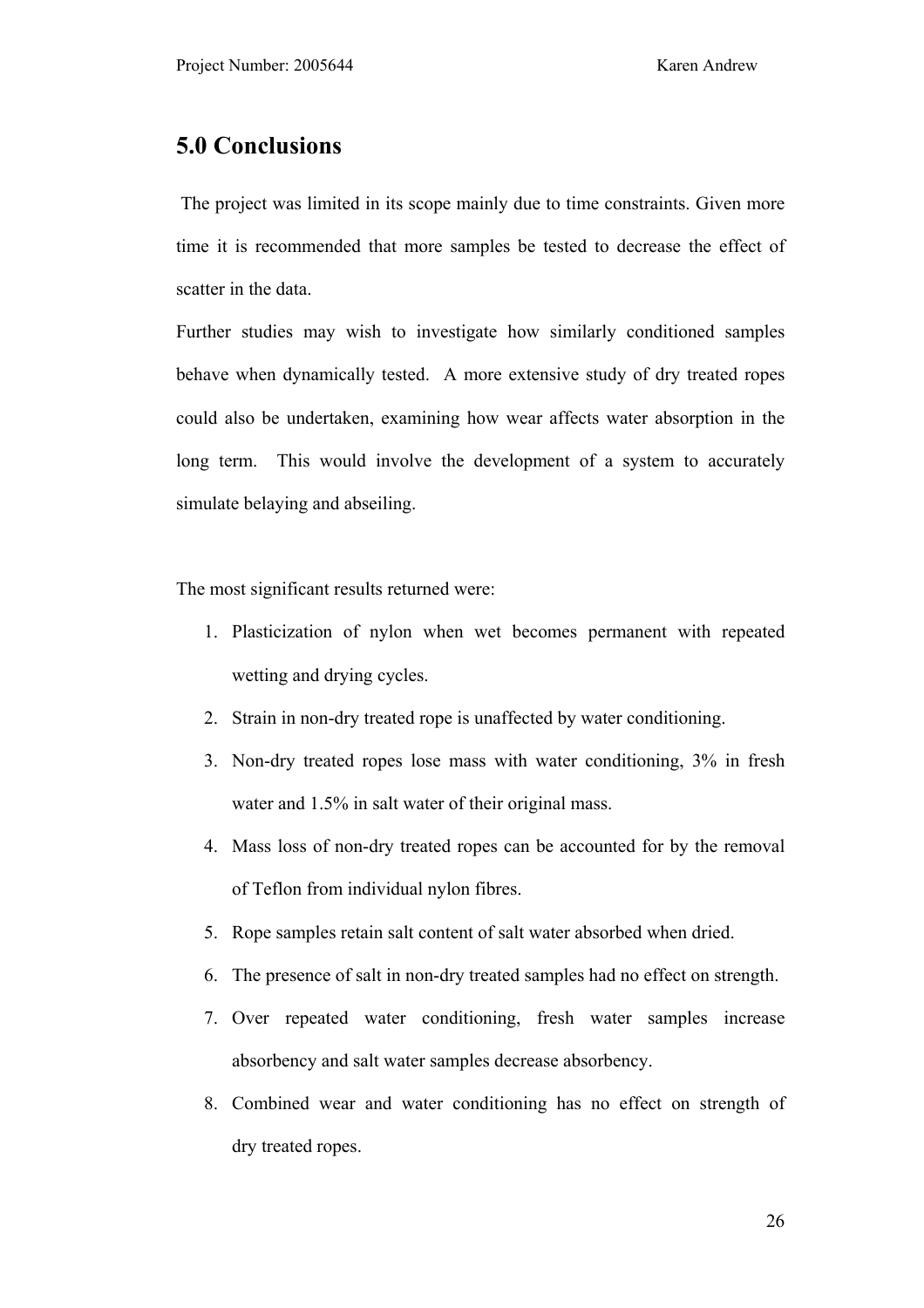# 5.0 Conclusions

The project was limited in its scope mainly due to time constraints. Given more time it is recommended that more samples be tested to decrease the effect of scatter in the data.

Further studies may wish to investigate how similarly conditioned samples behave when dynamically tested. A more extensive study of dry treated ropes could also be undertaken, examining how wear affects water absorption in the long term. This would involve the development of a system to accurately simulate belaying and abseiling.

The most significant results returned were:

1. Plasticization of nylon when wet becomes permanent with repeated wetting and drying cycles.
2. Strain in non-dry treated rope is unaffected by water conditioning.
3. Non-dry treated ropes lose mass with water conditioning, 3% in fresh water and 1.5% in salt water of their original mass.
4. Mass loss of non-dry treated ropes can be accounted for by the removal of Teflon from individual nylon fibres.
5. Rope samples retain salt content of salt water absorbed when dried.
6. The presence of salt in non-dry treated samples had no effect on strength.
7. Over repeated water conditioning, fresh water samples increase absorbency and salt water samples decrease absorbency.
8. Combined wear and water conditioning has no effect on strength of dry treated ropes.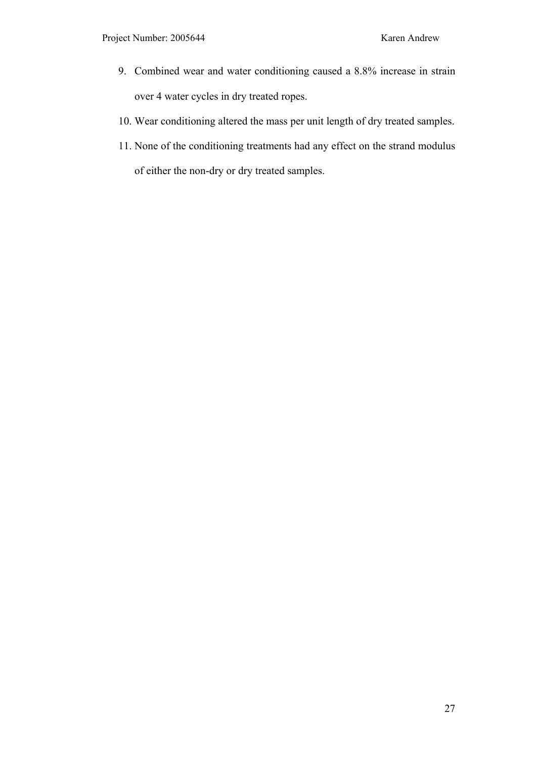9. Combined wear and water conditioning caused a 8.8% increase in strain over 4 water cycles in dry treated ropes.
10. Wear conditioning altered the mass per unit length of dry treated samples.
11. None of the conditioning treatments had any effect on the strand modulus of either the non-dry or dry treated samples.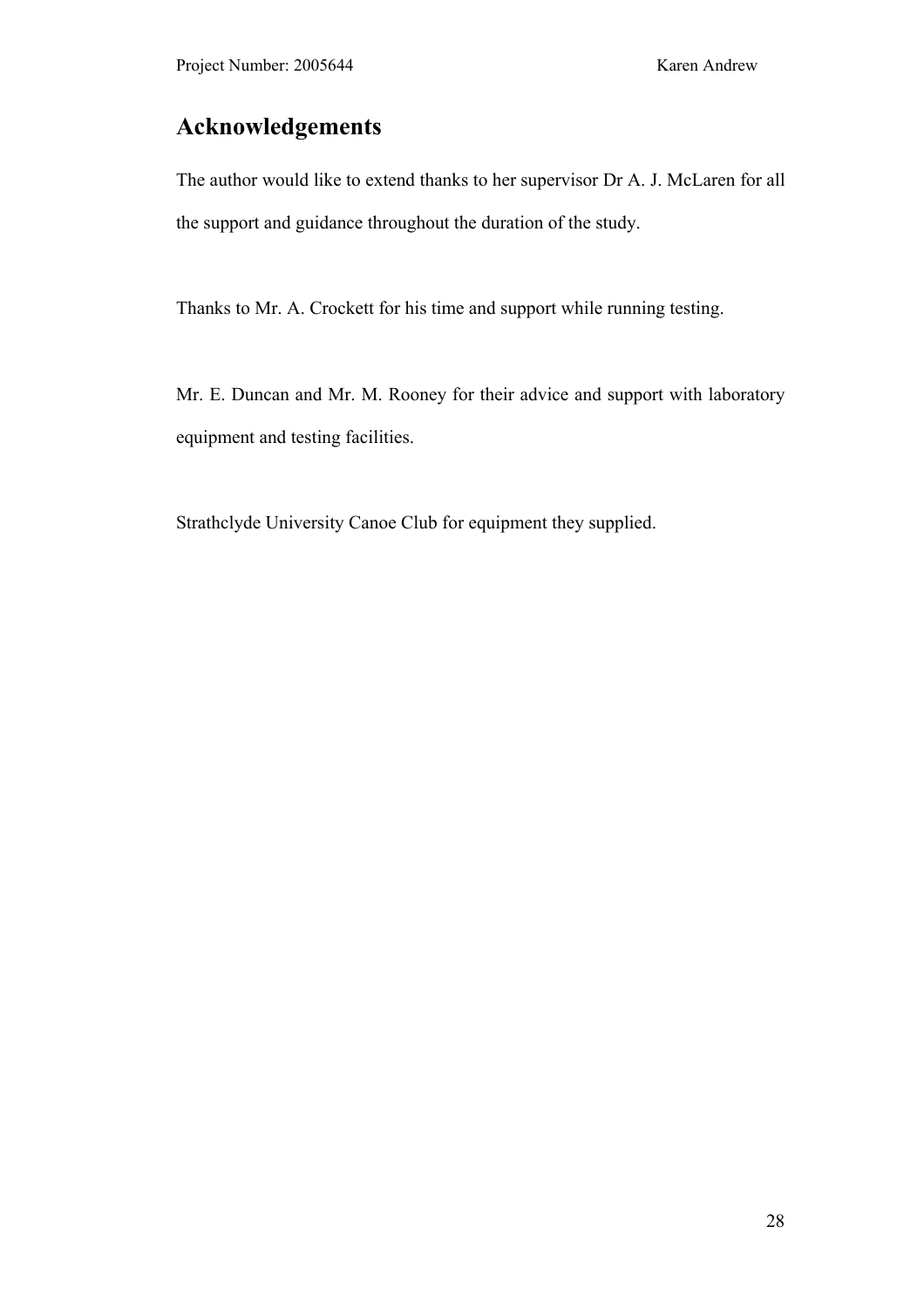## Acknowledgements

The author would like to extend thanks to her supervisor Dr A. J. McLaren for all the support and guidance throughout the duration of the study.

Thanks to Mr. A. Crockett for his time and support while running testing.

Mr. E. Duncan and Mr. M. Rooney for their advice and support with laboratory equipment and testing facilities.

Strathclyde University Canoe Club for equipment they supplied.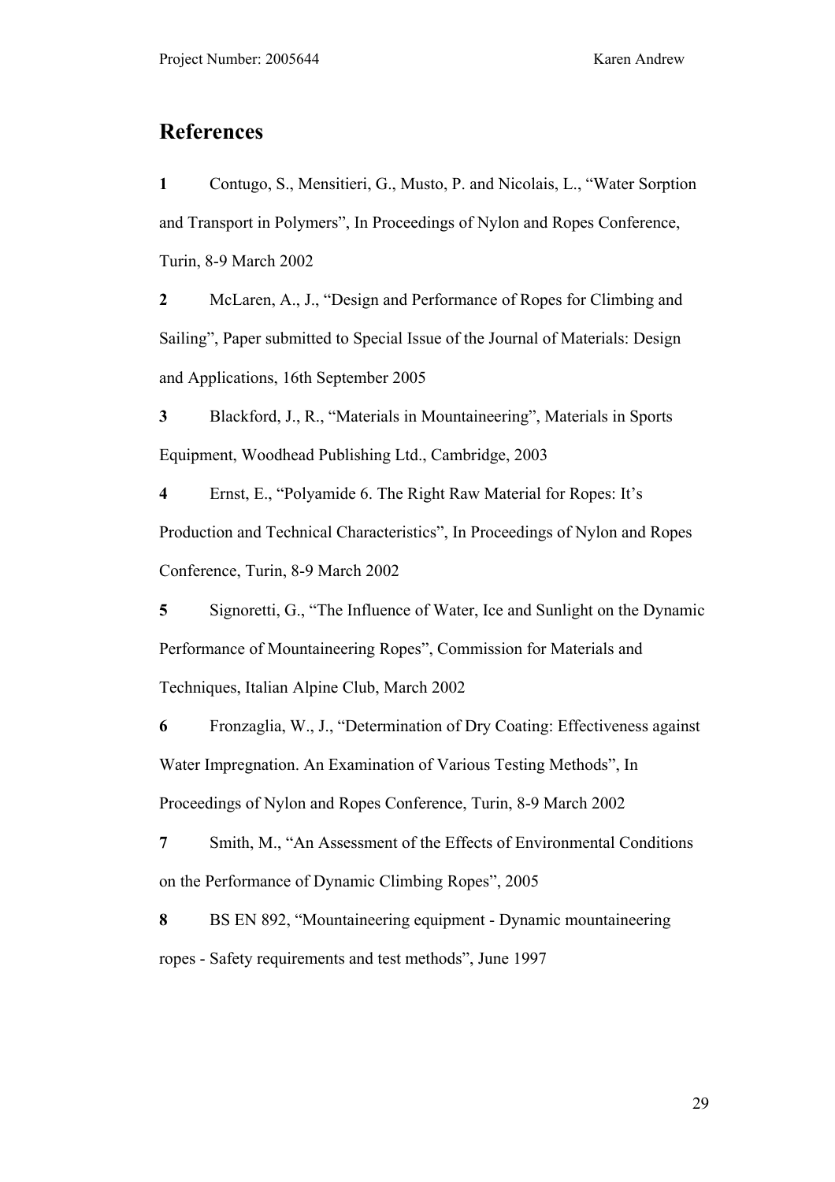# References

**1** Contugo, S., Mensitieri, G., Musto, P. and Nicolais, L., “Water Sorption and Transport in Polymers”, In Proceedings of Nylon and Ropes Conference, Turin, 8-9 March 2002

**2** McLaren, A., J., “Design and Performance of Ropes for Climbing and Sailing”, Paper submitted to Special Issue of the Journal of Materials: Design and Applications, 16th September 2005

**3** Blackford, J., R., “Materials in Mountaineering”, Materials in Sports Equipment, Woodhead Publishing Ltd., Cambridge, 2003

**4** Ernst, E., “Polyamide 6. The Right Raw Material for Ropes: It’s Production and Technical Characteristics”, In Proceedings of Nylon and Ropes Conference, Turin, 8-9 March 2002

**5** Signoretti, G., “The Influence of Water, Ice and Sunlight on the Dynamic Performance of Mountaineering Ropes”, Commission for Materials and Techniques, Italian Alpine Club, March 2002

**6** Fronzaglia, W., J., “Determination of Dry Coating: Effectiveness against Water Impregnation. An Examination of Various Testing Methods”, In Proceedings of Nylon and Ropes Conference, Turin, 8-9 March 2002

**7** Smith, M., “An Assessment of the Effects of Environmental Conditions on the Performance of Dynamic Climbing Ropes”, 2005

**8** BS EN 892, “Mountaineering equipment - Dynamic mountaineering ropes - Safety requirements and test methods”, June 1997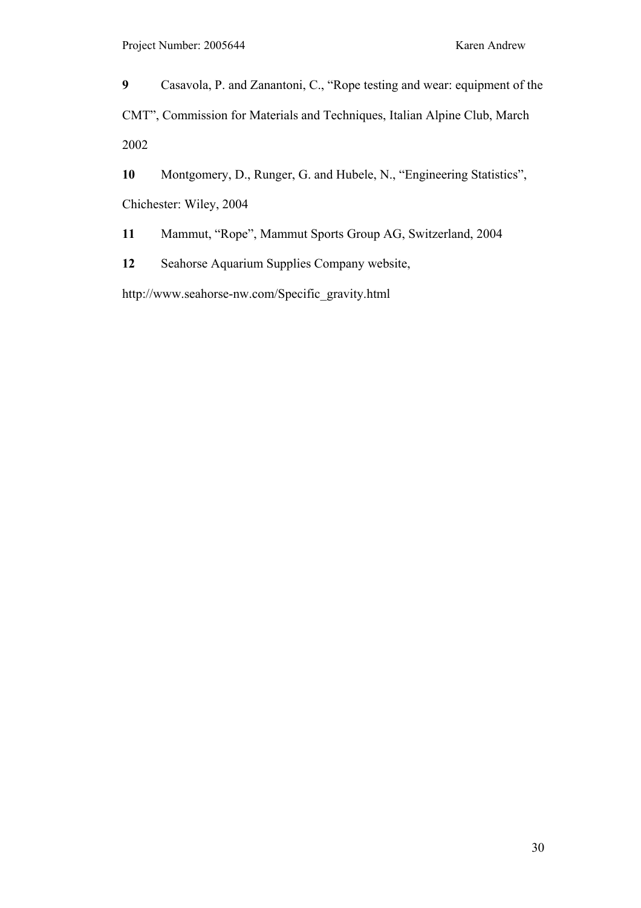**9** Casavola, P. and Zanantoni, C., "Rope testing and wear: equipment of the CMT", Commission for Materials and Techniques, Italian Alpine Club, March 2002

**10** Montgomery, D., Runger, G. and Hubele, N., "Engineering Statistics", Chichester: Wiley, 2004

**11** Mammut, "Rope", Mammut Sports Group AG, Switzerland, 2004

**12** Seahorse Aquarium Supplies Company website, http://www.seahorse-nw.com/Specific_gravity.html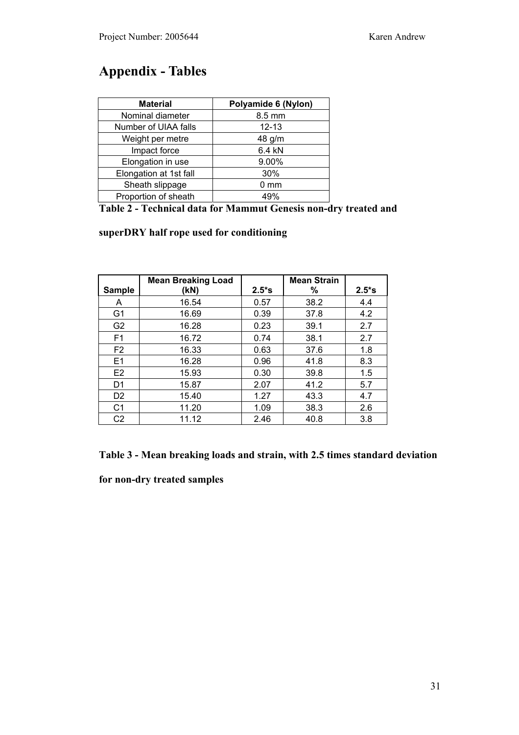# Appendix - Tables

| Material | Polyamide 6 (Nylon) |
|---|---|
| Nominal diameter | 8.5 mm |
| Number of UIAA falls | 12-13 |
| Weight per metre | 48 g/m |
| Impact force | 6.4 kN |
| Elongation in use | 9.00% |
| Elongation at 1st fall | 30% |
| Sheath slippage | 0 mm |
| Proportion of sheath | 49% |

**Table 2 - Technical data for Mammut Genesis non-dry treated and superDRY half rope used for conditioning**

| Sample | Mean Breaking Load (kN) | 2.5*s | Mean Strain % | 2.5*s |
|---|---|---|---|---|
| A | 16.54 | 0.57 | 38.2 | 4.4 |
| G1 | 16.69 | 0.39 | 37.8 | 4.2 |
| G2 | 16.28 | 0.23 | 39.1 | 2.7 |
| F1 | 16.72 | 0.74 | 38.1 | 2.7 |
| F2 | 16.33 | 0.63 | 37.6 | 1.8 |
| E1 | 16.28 | 0.96 | 41.8 | 8.3 |
| E2 | 15.93 | 0.30 | 39.8 | 1.5 |
| D1 | 15.87 | 2.07 | 41.2 | 5.7 |
| D2 | 15.40 | 1.27 | 43.3 | 4.7 |
| C1 | 11.20 | 1.09 | 38.3 | 2.6 |
| C2 | 11.12 | 2.46 | 40.8 | 3.8 |

**Table 3 - Mean breaking loads and strain, with 2.5 times standard deviation for non-dry treated samples**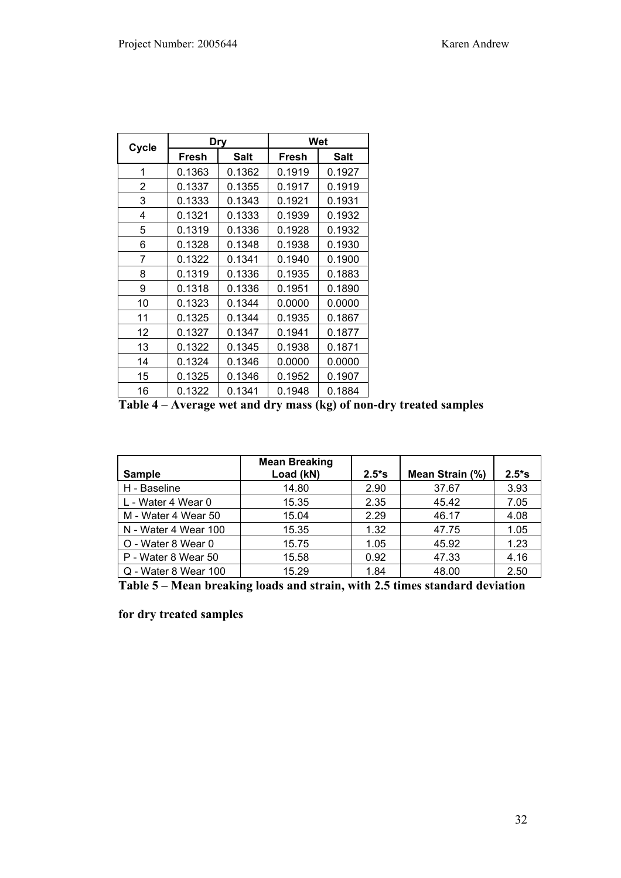| Cycle | Dry | | Wet | |
|---|---|---|---|---|
| | Fresh | Salt | Fresh | Salt |
| 1 | 0.1363 | 0.1362 | 0.1919 | 0.1927 |
| 2 | 0.1337 | 0.1355 | 0.1917 | 0.1919 |
| 3 | 0.1333 | 0.1343 | 0.1921 | 0.1931 |
| 4 | 0.1321 | 0.1333 | 0.1939 | 0.1932 |
| 5 | 0.1319 | 0.1336 | 0.1928 | 0.1932 |
| 6 | 0.1328 | 0.1348 | 0.1938 | 0.1930 |
| 7 | 0.1322 | 0.1341 | 0.1940 | 0.1900 |
| 8 | 0.1319 | 0.1336 | 0.1935 | 0.1883 |
| 9 | 0.1318 | 0.1336 | 0.1951 | 0.1890 |
| 10 | 0.1323 | 0.1344 | 0.0000 | 0.0000 |
| 11 | 0.1325 | 0.1344 | 0.1935 | 0.1867 |
| 12 | 0.1327 | 0.1347 | 0.1941 | 0.1877 |
| 13 | 0.1322 | 0.1345 | 0.1938 | 0.1871 |
| 14 | 0.1324 | 0.1346 | 0.0000 | 0.0000 |
| 15 | 0.1325 | 0.1346 | 0.1952 | 0.1907 |
| 16 | 0.1322 | 0.1341 | 0.1948 | 0.1884 |

**Table 4 – Average wet and dry mass (kg) of non-dry treated samples**

| Sample | Mean Breaking Load (kN) | 2.5*s | Mean Strain (%) | 2.5*s |
|---|---|---|---|---|
| H - Baseline | 14.80 | 2.90 | 37.67 | 3.93 |
| L - Water 4 Wear 0 | 15.35 | 2.35 | 45.42 | 7.05 |
| M - Water 4 Wear 50 | 15.04 | 2.29 | 46.17 | 4.08 |
| N - Water 4 Wear 100 | 15.35 | 1.32 | 47.75 | 1.05 |
| O - Water 8 Wear 0 | 15.75 | 1.05 | 45.92 | 1.23 |
| P - Water 8 Wear 50 | 15.58 | 0.92 | 47.33 | 4.16 |
| Q - Water 8 Wear 100 | 15.29 | 1.84 | 48.00 | 2.50 |

**Table 5 – Mean breaking loads and strain, with 2.5 times standard deviation for dry treated samples**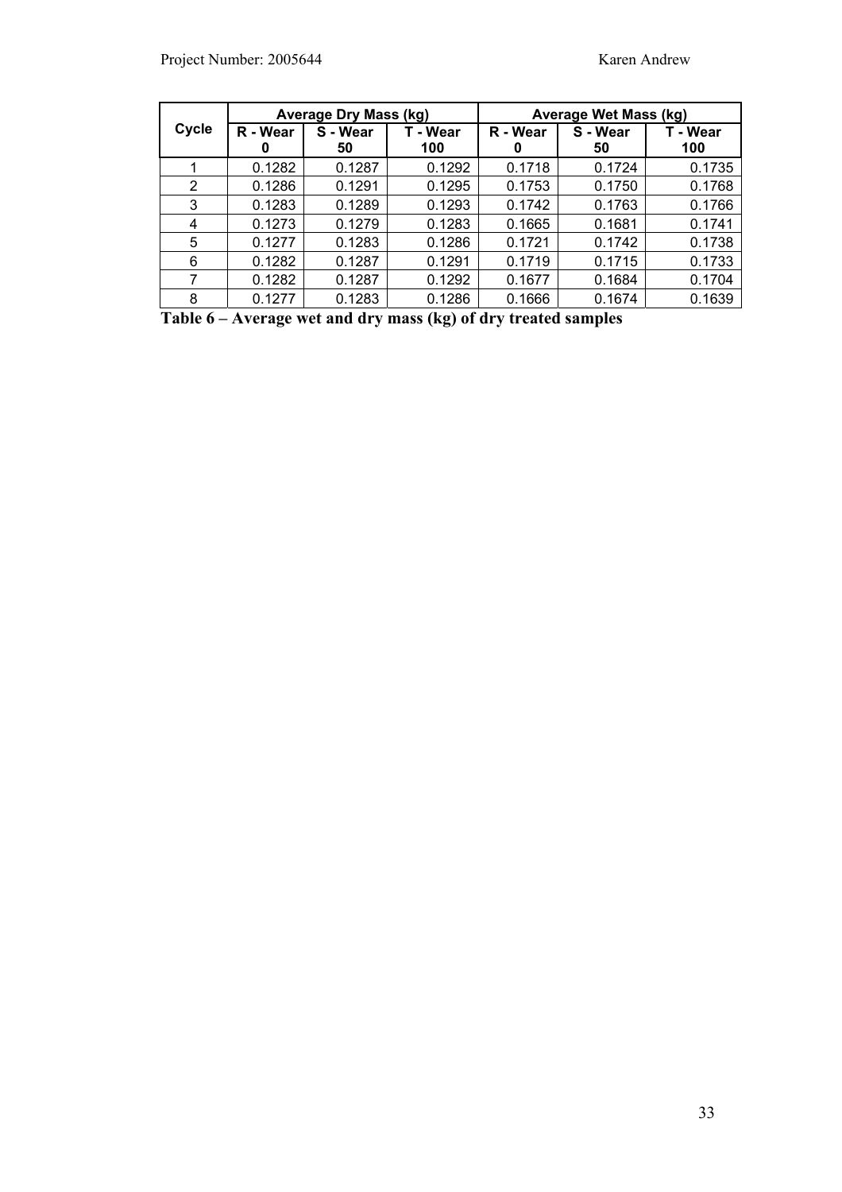| Cycle | Average Dry Mass (kg) | | | Average Wet Mass (kg) | | |
|---|---|---|---|---|---|---|
| | R - Wear 0 | S - Wear 50 | T - Wear 100 | R - Wear 0 | S - Wear 50 | T - Wear 100 |
| 1 | 0.1282 | 0.1287 | 0.1292 | 0.1718 | 0.1724 | 0.1735 |
| 2 | 0.1286 | 0.1291 | 0.1295 | 0.1753 | 0.1750 | 0.1768 |
| 3 | 0.1283 | 0.1289 | 0.1293 | 0.1742 | 0.1763 | 0.1766 |
| 4 | 0.1273 | 0.1279 | 0.1283 | 0.1665 | 0.1681 | 0.1741 |
| 5 | 0.1277 | 0.1283 | 0.1286 | 0.1721 | 0.1742 | 0.1738 |
| 6 | 0.1282 | 0.1287 | 0.1291 | 0.1719 | 0.1715 | 0.1733 |
| 7 | 0.1282 | 0.1287 | 0.1292 | 0.1677 | 0.1684 | 0.1704 |
| 8 | 0.1277 | 0.1283 | 0.1286 | 0.1666 | 0.1674 | 0.1639 |

**Table 6 – Average wet and dry mass (kg) of dry treated samples**